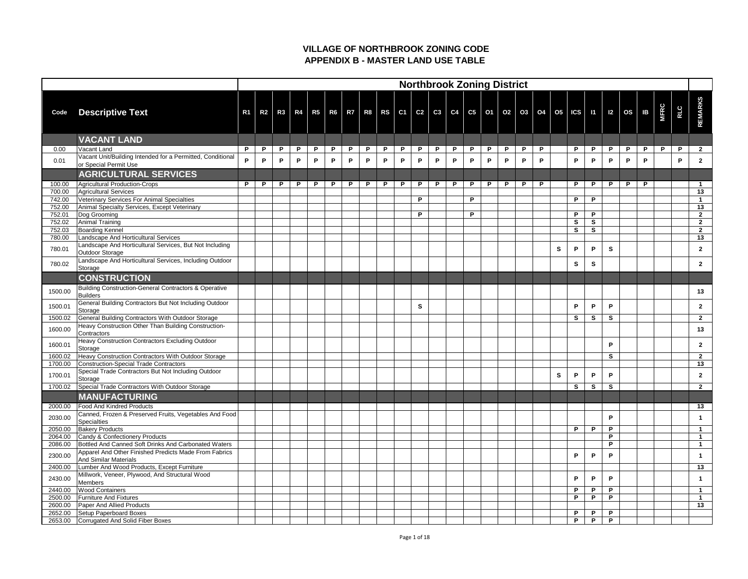# VILLAGE OF NORTHBROOK ZONING CODE

## APPENDIX B - MASTER LAND USE TABLE

| | | Northbrook Zoning District | | | | | | | | | | | | | | | | | | | | | | | | | |
|---|---|---|---|---|---|---|---|---|---|---|---|---|---|---|---|---|---|---|---|---|---|---|---|---|---|---|---|
| **Code** | **Descriptive Text** | **R1** | **R2** | **R3** | **R4** | **R5** | **R6** | **R7** | **R8** | **RS** | **C1** | **C2** | **C3** | **C4** | **C5** | **O1** | **O2** | **O3** | **O4** | **O5** | **ICS** | **I1** | **I2** | **OS** | **IB** | **MFRC** | **RLC** | **REMARKS** |
| | **VACANT LAND** | | | | | | | | | | | | | | | | | | | | | | | | | | | |
| 0.00 | Vacant Land | P | P | P | P | P | P | P | P | P | P | P | P | P | P | P | P | P | P | | P | P | P | P | P | P | P | 2 |
| 0.01 | Vacant Unit/Building Intended for a Permitted, Conditional or Special Permit Use | P | P | P | P | P | P | P | P | P | P | P | P | P | P | P | P | P | P | | P | P | P | P | P | | P | 2 |
| | **AGRICULTURAL SERVICES** | | | | | | | | | | | | | | | | | | | | | | | | | | | |
| 100.00 | Agricultural Production-Crops | P | P | P | P | P | P | P | P | P | P | P | P | P | P | P | P | P | P | | P | P | P | P | P | | | 1 |
| 700.00 | Agricultural Services | | | | | | | | | | | | | | | | | | | | | | | | | | | 13 |
| 742.00 | Veterinary Services For Animal Specialties | | | | | | | | | | | P | | | P | | | | | | P | P | | | | | | 1 |
| 752.00 | Animal Specialty Services, Except Veterinary | | | | | | | | | | | | | | | | | | | | | | | | | | | 13 |
| 752.01 | Dog Grooming | | | | | | | | | | | P | | | P | | | | | | P | P | | | | | | 2 |
| 752.02 | Animal Training | | | | | | | | | | | | | | | | | | | | S | S | | | | | | 2 |
| 752.03 | Boarding Kennel | | | | | | | | | | | | | | | | | | | | S | S | | | | | | 2 |
| 780.00 | Landscape And Horticultural Services | | | | | | | | | | | | | | | | | | | | | | | | | | | 13 |
| 780.01 | Landscape And Horticultural Services, But Not Including Outdoor Storage | | | | | | | | | | | | | | | | | | | S | P | P | S | | | | | 2 |
| 780.02 | Landscape And Horticultural Services, Including Outdoor Storage | | | | | | | | | | | | | | | | | | | | S | S | | | | | | 2 |
| | **CONSTRUCTION** | | | | | | | | | | | | | | | | | | | | | | | | | | | |
| 1500.00 | Building Construction-General Contractors & Operative Builders | | | | | | | | | | | | | | | | | | | | | | | | | | | 13 |
| 1500.01 | General Building Contractors But Not Including Outdoor Storage | | | | | | | | | | | S | | | | | | | | | P | P | P | | | | | 2 |
| 1500.02 | General Building Contractors With Outdoor Storage | | | | | | | | | | | | | | | | | | | | S | S | S | | | | | 2 |
| 1600.00 | Heavy Construction Other Than Building Construction-Contractors | | | | | | | | | | | | | | | | | | | | | | | | | | | 13 |
| 1600.01 | Heavy Construction Contractors Excluding Outdoor Storage | | | | | | | | | | | | | | | | | | | | | | P | | | | | 2 |
| 1600.02 | Heavy Construction Contractors With Outdoor Storage | | | | | | | | | | | | | | | | | | | | | | S | | | | | 2 |
| 1700.00 | Construction-Special Trade Contractors | | | | | | | | | | | | | | | | | | | | | | | | | | | 13 |
| 1700.01 | Special Trade Contractors But Not Including Outdoor Storage | | | | | | | | | | | | | | | | | | | S | P | P | P | | | | | 2 |
| 1700.02 | Special Trade Contractors With Outdoor Storage | | | | | | | | | | | | | | | | | | | | S | S | S | | | | | 2 |
| | **MANUFACTURING** | | | | | | | | | | | | | | | | | | | | | | | | | | | |
| 2000.00 | Food And Kindred Products | | | | | | | | | | | | | | | | | | | | | | | | | | | 13 |
| 2030.00 | Canned, Frozen & Preserved Fruits, Vegetables And Food Specialties | | | | | | | | | | | | | | | | | | | | | | P | | | | | 1 |
| 2050.00 | Bakery Products | | | | | | | | | | | | | | | | | | | | P | P | P | | | | | 1 |
| 2064.00 | Candy & Confectionery Products | | | | | | | | | | | | | | | | | | | | | | P | | | | | 1 |
| 2086.00 | Bottled And Canned Soft Drinks And Carbonated Waters | | | | | | | | | | | | | | | | | | | | | | P | | | | | 1 |
| 2300.00 | Apparel And Other Finished Predicts Made From Fabrics And Similar Materials | | | | | | | | | | | | | | | | | | | | P | P | P | | | | | 1 |
| 2400.00 | Lumber And Wood Products, Except Furniture | | | | | | | | | | | | | | | | | | | | | | | | | | | 13 |
| 2430.00 | Millwork, Veneer, Plywood, And Structural Wood Members | | | | | | | | | | | | | | | | | | | | P | P | P | | | | | 1 |
| 2440.00 | Wood Containers | | | | | | | | | | | | | | | | | | | | P | P | P | | | | | 1 |
| 2500.00 | Furniture And Fixtures | | | | | | | | | | | | | | | | | | | | P | P | P | | | | | 1 |
| 2600.00 | Paper And Allied Products | | | | | | | | | | | | | | | | | | | | | | | | | | | 13 |
| 2652.00 | Setup Paperboard Boxes | | | | | | | | | | | | | | | | | | | | P | P | P | | | | | |
| 2653.00 | Corrugated And Solid Fiber Boxes | | | | | | | | | | | | | | | | | | | | P | P | P | | | | | |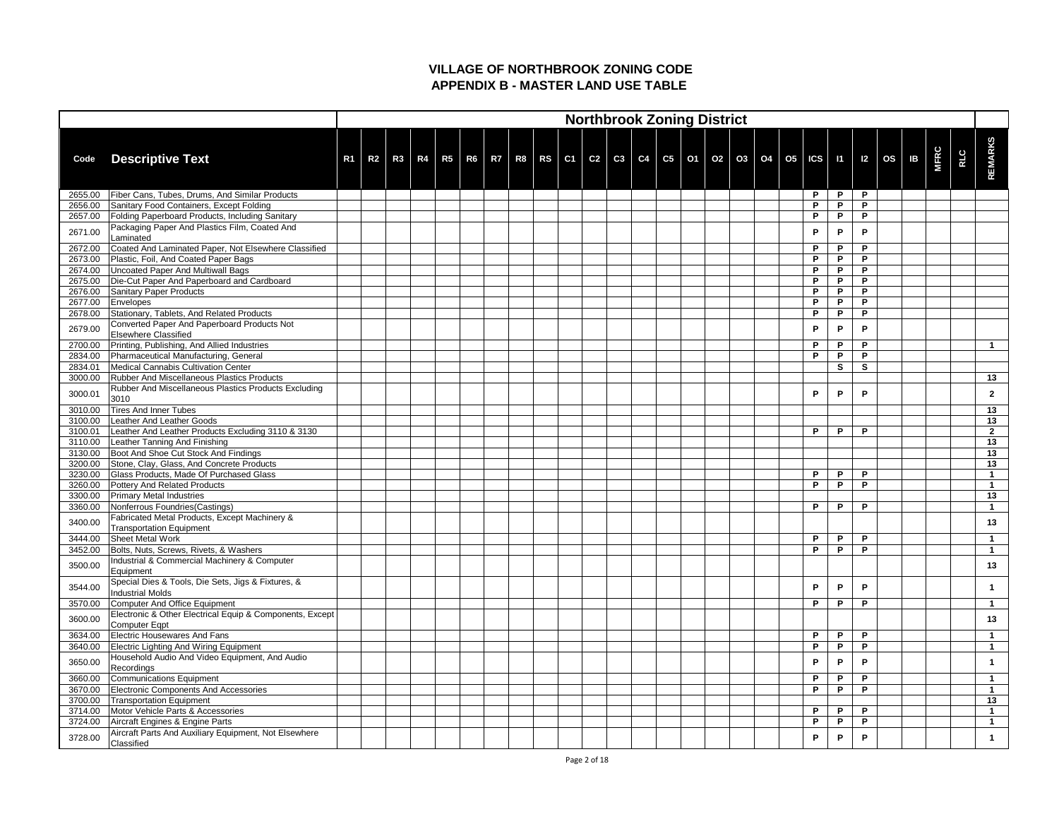# VILLAGE OF NORTHBROOK ZONING CODE
## APPENDIX B - MASTER LAND USE TABLE

| | | Northbrook Zoning District | | | | | | | | | | | | | | | | | | | | | | | | | | |
|---|---|---|---|---|---|---|---|---|---|---|---|---|---|---|---|---|---|---|---|---|---|---|---|---|---|---|---|---|
| **Code** | **Descriptive Text** | **R1** | **R2** | **R3** | **R4** | **R5** | **R6** | **R7** | **R8** | **RS** | **C1** | **C2** | **C3** | **C4** | **C5** | **O1** | **O2** | **O3** | **O4** | **O5** | **ICS** | **I1** | **I2** | **OS** | **IB** | **MFRC** | **RLC** | **REMARKS** |
| 2655.00 | Fiber Cans, Tubes, Drums, And Similar Products | | | | | | | | | | | | | | | | | | | | P | P | P | | | | | |
| 2656.00 | Sanitary Food Containers, Except Folding | | | | | | | | | | | | | | | | | | | | P | P | P | | | | | |
| 2657.00 | Folding Paperboard Products, Including Sanitary | | | | | | | | | | | | | | | | | | | | P | P | P | | | | | |
| 2671.00 | Packaging Paper And Plastics Film, Coated And Laminated | | | | | | | | | | | | | | | | | | | | P | P | P | | | | | |
| 2672.00 | Coated And Laminated Paper, Not Elsewhere Classified | | | | | | | | | | | | | | | | | | | | P | P | P | | | | | |
| 2673.00 | Plastic, Foil, And Coated Paper Bags | | | | | | | | | | | | | | | | | | | | P | P | P | | | | | |
| 2674.00 | Uncoated Paper And Multiwall Bags | | | | | | | | | | | | | | | | | | | | P | P | P | | | | | |
| 2675.00 | Die-Cut Paper And Paperboard and Cardboard | | | | | | | | | | | | | | | | | | | | P | P | P | | | | | |
| 2676.00 | Sanitary Paper Products | | | | | | | | | | | | | | | | | | | | P | P | P | | | | | |
| 2677.00 | Envelopes | | | | | | | | | | | | | | | | | | | | P | P | P | | | | | |
| 2678.00 | Stationary, Tablets, And Related Products | | | | | | | | | | | | | | | | | | | | P | P | P | | | | | |
| 2679.00 | Converted Paper And Paperboard Products Not Elsewhere Classified | | | | | | | | | | | | | | | | | | | | P | P | P | | | | | |
| 2700.00 | Printing, Publishing, And Allied Industries | | | | | | | | | | | | | | | | | | | | P | P | P | | | | | 1 |
| 2834.00 | Pharmaceutical Manufacturing, General | | | | | | | | | | | | | | | | | | | | P | P | P | | | | | |
| 2834.01 | Medical Cannabis Cultivation Center | | | | | | | | | | | | | | | | | | | | | S | S | | | | | |
| 3000.00 | Rubber And Miscellaneous Plastics Products | | | | | | | | | | | | | | | | | | | | | | | | | | | 13 |
| 3000.01 | Rubber And Miscellaneous Plastics Products Excluding 3010 | | | | | | | | | | | | | | | | | | | | P | P | P | | | | | 2 |
| 3010.00 | Tires And Inner Tubes | | | | | | | | | | | | | | | | | | | | | | | | | | | 13 |
| 3100.00 | Leather And Leather Goods | | | | | | | | | | | | | | | | | | | | | | | | | | | 13 |
| 3100.01 | Leather And Leather Products Excluding 3110 & 3130 | | | | | | | | | | | | | | | | | | | | P | P | P | | | | | 2 |
| 3110.00 | Leather Tanning And Finishing | | | | | | | | | | | | | | | | | | | | | | | | | | | 13 |
| 3130.00 | Boot And Shoe Cut Stock And Findings | | | | | | | | | | | | | | | | | | | | | | | | | | | 13 |
| 3200.00 | Stone, Clay, Glass, And Concrete Products | | | | | | | | | | | | | | | | | | | | | | | | | | | 13 |
| 3230.00 | Glass Products, Made Of Purchased Glass | | | | | | | | | | | | | | | | | | | | P | P | P | | | | | 1 |
| 3260.00 | Pottery And Related Products | | | | | | | | | | | | | | | | | | | | P | P | P | | | | | 1 |
| 3300.00 | Primary Metal Industries | | | | | | | | | | | | | | | | | | | | | | | | | | | 13 |
| 3360.00 | Nonferrous Foundries(Castings) | | | | | | | | | | | | | | | | | | | | P | P | P | | | | | 1 |
| 3400.00 | Fabricated Metal Products, Except Machinery & Transportation Equipment | | | | | | | | | | | | | | | | | | | | | | | | | | | 13 |
| 3444.00 | Sheet Metal Work | | | | | | | | | | | | | | | | | | | | P | P | P | | | | | 1 |
| 3452.00 | Bolts, Nuts, Screws, Rivets, & Washers | | | | | | | | | | | | | | | | | | | | P | P | P | | | | | 1 |
| 3500.00 | Industrial & Commercial Machinery & Computer Equipment | | | | | | | | | | | | | | | | | | | | | | | | | | | 13 |
| 3544.00 | Special Dies & Tools, Die Sets, Jigs & Fixtures, & Industrial Molds | | | | | | | | | | | | | | | | | | | | P | P | P | | | | | 1 |
| 3570.00 | Computer And Office Equipment | | | | | | | | | | | | | | | | | | | | P | P | P | | | | | 1 |
| 3600.00 | Electronic & Other Electrical Equip & Components, Except Computer Eqpt | | | | | | | | | | | | | | | | | | | | | | | | | | | 13 |
| 3634.00 | Electric Housewares And Fans | | | | | | | | | | | | | | | | | | | | P | P | P | | | | | 1 |
| 3640.00 | Electric Lighting And Wiring Equipment | | | | | | | | | | | | | | | | | | | | P | P | P | | | | | 1 |
| 3650.00 | Household Audio And Video Equipment, And Audio Recordings | | | | | | | | | | | | | | | | | | | | P | P | P | | | | | 1 |
| 3660.00 | Communications Equipment | | | | | | | | | | | | | | | | | | | | P | P | P | | | | | 1 |
| 3670.00 | Electronic Components And Accessories | | | | | | | | | | | | | | | | | | | | P | P | P | | | | | 1 |
| 3700.00 | Transportation Equipment | | | | | | | | | | | | | | | | | | | | | | | | | | | 13 |
| 3714.00 | Motor Vehicle Parts & Accessories | | | | | | | | | | | | | | | | | | | | P | P | P | | | | | 1 |
| 3724.00 | Aircraft Engines & Engine Parts | | | | | | | | | | | | | | | | | | | | P | P | P | | | | | 1 |
| 3728.00 | Aircraft Parts And Auxiliary Equipment, Not Elsewhere Classified | | | | | | | | | | | | | | | | | | | | P | P | P | | | | | 1 |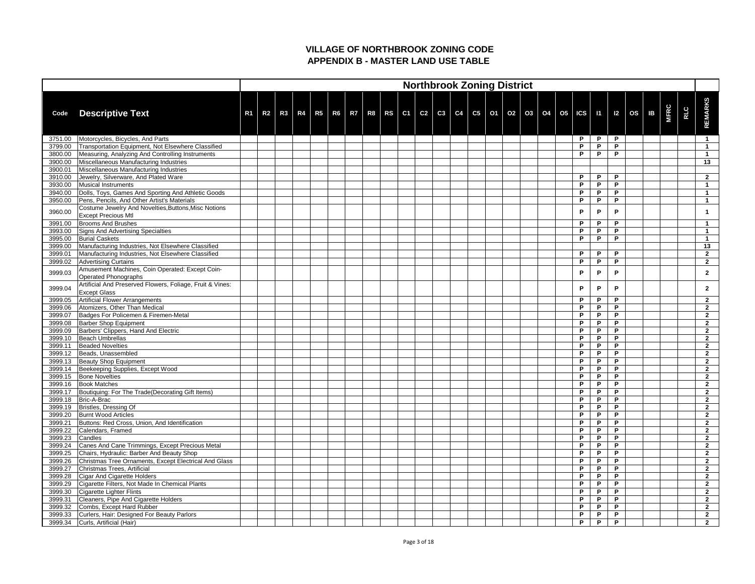# VILLAGE OF NORTHBROOK ZONING CODE
## APPENDIX B - MASTER LAND USE TABLE

| Code | Descriptive Text | R1 | R2 | R3 | R4 | R5 | R6 | R7 | R8 | RS | C1 | C2 | C3 | C4 | C5 | O1 | O2 | O3 | O4 | O5 | ICS | I1 | I2 | OS | IB | MFRC | RLC | REMARKS |
|---|---|---|---|---|---|---|---|---|---|---|---|---|---|---|---|---|---|---|---|---|---|---|---|---|---|---|---|---|
| | | Northbrook Zoning District | | | | | | | | | | | | | | | | | | | | | | | | | | |
| 3751.00 | Motorcycles, Bicycles, And Parts | | | | | | | | | | | | | | | | | | | | P | P | P | | | | | 1 |
| 3799.00 | Transportation Equipment, Not Elsewhere Classified | | | | | | | | | | | | | | | | | | | | P | P | P | | | | | 1 |
| 3800.00 | Measuring, Analyzing And Controlling Instruments | | | | | | | | | | | | | | | | | | | | P | P | P | | | | | 1 |
| 3900.00 | Miscellaneous Manufacturing Industries | | | | | | | | | | | | | | | | | | | | | | | | | | | 13 |
| 3900.01 | Miscellaneous Manufacturing Industries | | | | | | | | | | | | | | | | | | | | | | | | | | | |
| 3910.00 | Jewelry, Silverware, And Plated Ware | | | | | | | | | | | | | | | | | | | | P | P | P | | | | | 2 |
| 3930.00 | Musical Instruments | | | | | | | | | | | | | | | | | | | | P | P | P | | | | | 1 |
| 3940.00 | Dolls, Toys, Games And Sporting And Athletic Goods | | | | | | | | | | | | | | | | | | | | P | P | P | | | | | 1 |
| 3950.00 | Pens, Pencils, And Other Artist's Materials | | | | | | | | | | | | | | | | | | | | P | P | P | | | | | 1 |
| 3960.00 | Costume Jewelry And Novelties,Buttons,Misc Notions Except Precious Mtl | | | | | | | | | | | | | | | | | | | | P | P | P | | | | | 1 |
| 3991.00 | Brooms And Brushes | | | | | | | | | | | | | | | | | | | | P | P | P | | | | | 1 |
| 3993.00 | Signs And Advertising Specialties | | | | | | | | | | | | | | | | | | | | P | P | P | | | | | 1 |
| 3995.00 | Burial Caskets | | | | | | | | | | | | | | | | | | | | P | P | P | | | | | 1 |
| 3999.00 | Manufacturing Industries, Not Elsewhere Classified | | | | | | | | | | | | | | | | | | | | | | | | | | | 13 |
| 3999.01 | Manufacturing Industries, Not Elsewhere Classified | | | | | | | | | | | | | | | | | | | | P | P | P | | | | | 2 |
| 3999.02 | Advertising Curtains | | | | | | | | | | | | | | | | | | | | P | P | P | | | | | 2 |
| 3999.03 | Amusement Machines, Coin Operated: Except Coin-Operated Phonographs | | | | | | | | | | | | | | | | | | | | P | P | P | | | | | 2 |
| 3999.04 | Artificial And Preserved Flowers, Foliage, Fruit & Vines: Except Glass | | | | | | | | | | | | | | | | | | | | P | P | P | | | | | 2 |
| 3999.05 | Artificial Flower Arrangements | | | | | | | | | | | | | | | | | | | | P | P | P | | | | | 2 |
| 3999.06 | Atomizers, Other Than Medical | | | | | | | | | | | | | | | | | | | | P | P | P | | | | | 2 |
| 3999.07 | Badges For Policemen & Firemen-Metal | | | | | | | | | | | | | | | | | | | | P | P | P | | | | | 2 |
| 3999.08 | Barber Shop Equipment | | | | | | | | | | | | | | | | | | | | P | P | P | | | | | 2 |
| 3999.09 | Barbers' Clippers, Hand And Electric | | | | | | | | | | | | | | | | | | | | P | P | P | | | | | 2 |
| 3999.10 | Beach Umbrellas | | | | | | | | | | | | | | | | | | | | P | P | P | | | | | 2 |
| 3999.11 | Beaded Novelties | | | | | | | | | | | | | | | | | | | | P | P | P | | | | | 2 |
| 3999.12 | Beads, Unassembled | | | | | | | | | | | | | | | | | | | | P | P | P | | | | | 2 |
| 3999.13 | Beauty Shop Equipment | | | | | | | | | | | | | | | | | | | | P | P | P | | | | | 2 |
| 3999.14 | Beekeeping Supplies, Except Wood | | | | | | | | | | | | | | | | | | | | P | P | P | | | | | 2 |
| 3999.15 | Bone Novelties | | | | | | | | | | | | | | | | | | | | P | P | P | | | | | 2 |
| 3999.16 | Book Matches | | | | | | | | | | | | | | | | | | | | P | P | P | | | | | 2 |
| 3999.17 | Boutiquing: For The Trade(Decorating Gift Items) | | | | | | | | | | | | | | | | | | | | P | P | P | | | | | 2 |
| 3999.18 | Bric-A-Brac | | | | | | | | | | | | | | | | | | | | P | P | P | | | | | 2 |
| 3999.19 | Bristles, Dressing Of | | | | | | | | | | | | | | | | | | | | P | P | P | | | | | 2 |
| 3999.20 | Burnt Wood Articles | | | | | | | | | | | | | | | | | | | | P | P | P | | | | | 2 |
| 3999.21 | Buttons: Red Cross, Union, And Identification | | | | | | | | | | | | | | | | | | | | P | P | P | | | | | 2 |
| 3999.22 | Calendars, Framed | | | | | | | | | | | | | | | | | | | | P | P | P | | | | | 2 |
| 3999.23 | Candles | | | | | | | | | | | | | | | | | | | | P | P | P | | | | | 2 |
| 3999.24 | Canes And Cane Trimmings, Except Precious Metal | | | | | | | | | | | | | | | | | | | | P | P | P | | | | | 2 |
| 3999.25 | Chairs, Hydraulic: Barber And Beauty Shop | | | | | | | | | | | | | | | | | | | | P | P | P | | | | | 2 |
| 3999.26 | Christmas Tree Ornaments, Except Electrical And Glass | | | | | | | | | | | | | | | | | | | | P | P | P | | | | | 2 |
| 3999.27 | Christmas Trees, Artificial | | | | | | | | | | | | | | | | | | | | P | P | P | | | | | 2 |
| 3999.28 | Cigar And Cigarette Holders | | | | | | | | | | | | | | | | | | | | P | P | P | | | | | 2 |
| 3999.29 | Cigarette Filters, Not Made In Chemical Plants | | | | | | | | | | | | | | | | | | | | P | P | P | | | | | 2 |
| 3999.30 | Cigarette Lighter Flints | | | | | | | | | | | | | | | | | | | | P | P | P | | | | | 2 |
| 3999.31 | Cleaners, Pipe And Cigarette Holders | | | | | | | | | | | | | | | | | | | | P | P | P | | | | | 2 |
| 3999.32 | Combs, Except Hard Rubber | | | | | | | | | | | | | | | | | | | | P | P | P | | | | | 2 |
| 3999.33 | Curlers, Hair: Designed For Beauty Parlors | | | | | | | | | | | | | | | | | | | | P | P | P | | | | | 2 |
| 3999.34 | Curls, Artificial (Hair) | | | | | | | | | | | | | | | | | | | | P | P | P | | | | | 2 |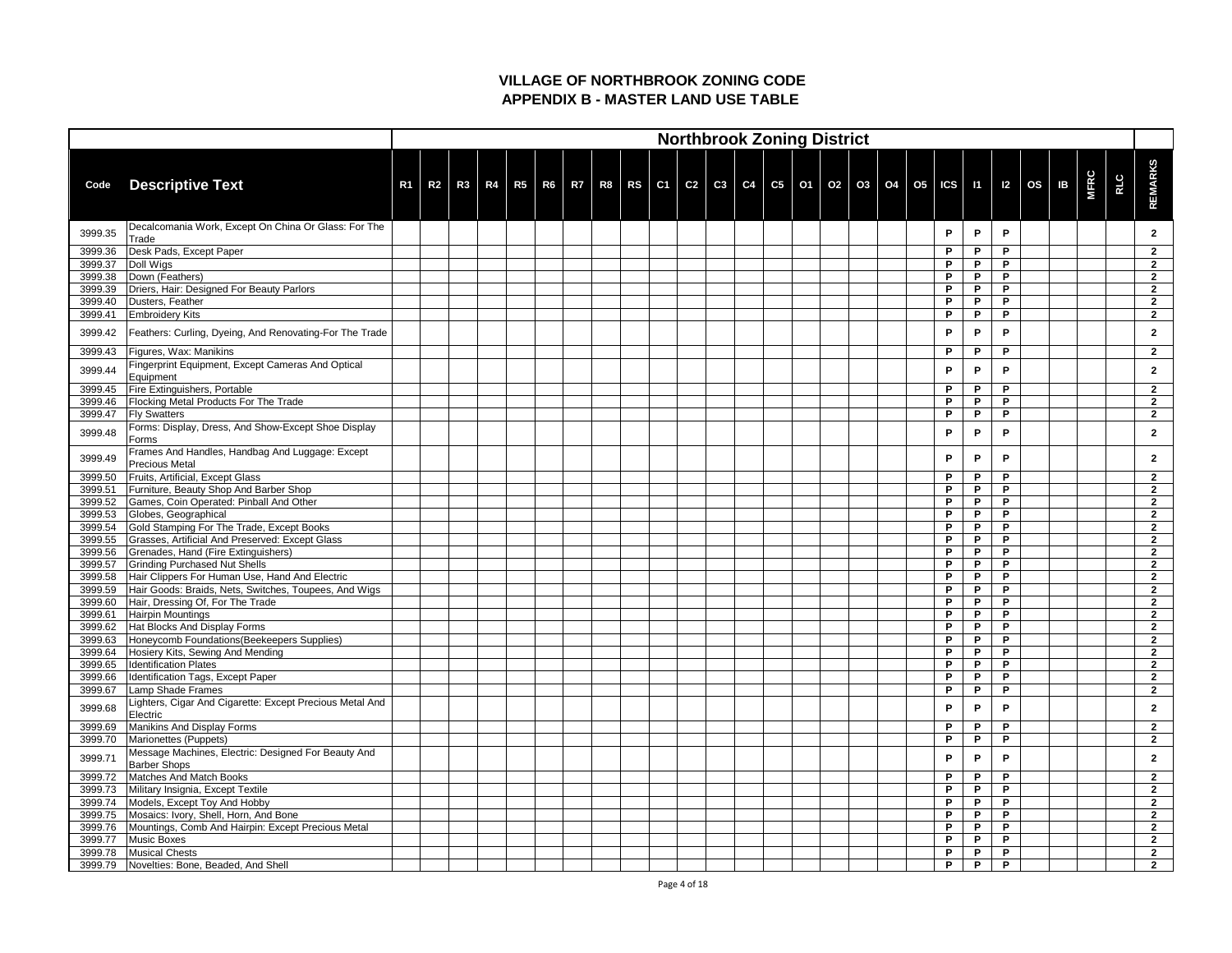# VILLAGE OF NORTHBROOK ZONING CODE
## APPENDIX B - MASTER LAND USE TABLE

| | | Northbrook Zoning District | | | | | | | | | | | | | | | | | | | | | | | | | | |
|---|---|---|---|---|---|---|---|---|---|---|---|---|---|---|---|---|---|---|---|---|---|---|---|---|---|---|---|---|
| Code | Descriptive Text | R1 | R2 | R3 | R4 | R5 | R6 | R7 | R8 | RS | C1 | C2 | C3 | C4 | C5 | O1 | O2 | O3 | O4 | O5 | ICS | I1 | I2 | OS | IB | MFRC | RLC | REMARKS |
| 3999.35 | Decalcomania Work, Except On China Or Glass: For The Trade | | | | | | | | | | | | | | | | | | | | P | P | P | | | | | 2 |
| 3999.36 | Desk Pads, Except Paper | | | | | | | | | | | | | | | | | | | | P | P | P | | | | | 2 |
| 3999.37 | Doll Wigs | | | | | | | | | | | | | | | | | | | | P | P | P | | | | | 2 |
| 3999.38 | Down (Feathers) | | | | | | | | | | | | | | | | | | | | P | P | P | | | | | 2 |
| 3999.39 | Driers, Hair: Designed For Beauty Parlors | | | | | | | | | | | | | | | | | | | | P | P | P | | | | | 2 |
| 3999.40 | Dusters, Feather | | | | | | | | | | | | | | | | | | | | P | P | P | | | | | 2 |
| 3999.41 | Embroidery Kits | | | | | | | | | | | | | | | | | | | | P | P | P | | | | | 2 |
| 3999.42 | Feathers: Curling, Dyeing, And Renovating-For The Trade | | | | | | | | | | | | | | | | | | | | P | P | P | | | | | 2 |
| 3999.43 | Figures, Wax: Manikins | | | | | | | | | | | | | | | | | | | | P | P | P | | | | | 2 |
| 3999.44 | Fingerprint Equipment, Except Cameras And Optical Equipment | | | | | | | | | | | | | | | | | | | | P | P | P | | | | | 2 |
| 3999.45 | Fire Extinguishers, Portable | | | | | | | | | | | | | | | | | | | | P | P | P | | | | | 2 |
| 3999.46 | Flocking Metal Products For The Trade | | | | | | | | | | | | | | | | | | | | P | P | P | | | | | 2 |
| 3999.47 | Fly Swatters | | | | | | | | | | | | | | | | | | | | P | P | P | | | | | 2 |
| 3999.48 | Forms: Display, Dress, And Show-Except Shoe Display Forms | | | | | | | | | | | | | | | | | | | | P | P | P | | | | | 2 |
| 3999.49 | Frames And Handles, Handbag And Luggage: Except Precious Metal | | | | | | | | | | | | | | | | | | | | P | P | P | | | | | 2 |
| 3999.50 | Fruits, Artificial, Except Glass | | | | | | | | | | | | | | | | | | | | P | P | P | | | | | 2 |
| 3999.51 | Furniture, Beauty Shop And Barber Shop | | | | | | | | | | | | | | | | | | | | P | P | P | | | | | 2 |
| 3999.52 | Games, Coin Operated: Pinball And Other | | | | | | | | | | | | | | | | | | | | P | P | P | | | | | 2 |
| 3999.53 | Globes, Geographical | | | | | | | | | | | | | | | | | | | | P | P | P | | | | | 2 |
| 3999.54 | Gold Stamping For The Trade, Except Books | | | | | | | | | | | | | | | | | | | | P | P | P | | | | | 2 |
| 3999.55 | Grasses, Artificial And Preserved: Except Glass | | | | | | | | | | | | | | | | | | | | P | P | P | | | | | 2 |
| 3999.56 | Grenades, Hand (Fire Extinguishers) | | | | | | | | | | | | | | | | | | | | P | P | P | | | | | 2 |
| 3999.57 | Grinding Purchased Nut Shells | | | | | | | | | | | | | | | | | | | | P | P | P | | | | | 2 |
| 3999.58 | Hair Clippers For Human Use, Hand And Electric | | | | | | | | | | | | | | | | | | | | P | P | P | | | | | 2 |
| 3999.59 | Hair Goods: Braids, Nets, Switches, Toupees, And Wigs | | | | | | | | | | | | | | | | | | | | P | P | P | | | | | 2 |
| 3999.60 | Hair, Dressing Of, For The Trade | | | | | | | | | | | | | | | | | | | | P | P | P | | | | | 2 |
| 3999.61 | Hairpin Mountings | | | | | | | | | | | | | | | | | | | | P | P | P | | | | | 2 |
| 3999.62 | Hat Blocks And Display Forms | | | | | | | | | | | | | | | | | | | | P | P | P | | | | | 2 |
| 3999.63 | Honeycomb Foundations(Beekeepers Supplies) | | | | | | | | | | | | | | | | | | | | P | P | P | | | | | 2 |
| 3999.64 | Hosiery Kits, Sewing And Mending | | | | | | | | | | | | | | | | | | | | P | P | P | | | | | 2 |
| 3999.65 | Identification Plates | | | | | | | | | | | | | | | | | | | | P | P | P | | | | | 2 |
| 3999.66 | Identification Tags, Except Paper | | | | | | | | | | | | | | | | | | | | P | P | P | | | | | 2 |
| 3999.67 | Lamp Shade Frames | | | | | | | | | | | | | | | | | | | | P | P | P | | | | | 2 |
| 3999.68 | Lighters, Cigar And Cigarette: Except Precious Metal And Electric | | | | | | | | | | | | | | | | | | | | P | P | P | | | | | 2 |
| 3999.69 | Manikins And Display Forms | | | | | | | | | | | | | | | | | | | | P | P | P | | | | | 2 |
| 3999.70 | Marionettes (Puppets) | | | | | | | | | | | | | | | | | | | | P | P | P | | | | | 2 |
| 3999.71 | Message Machines, Electric: Designed For Beauty And Barber Shops | | | | | | | | | | | | | | | | | | | | P | P | P | | | | | 2 |
| 3999.72 | Matches And Match Books | | | | | | | | | | | | | | | | | | | | P | P | P | | | | | 2 |
| 3999.73 | Military Insignia, Except Textile | | | | | | | | | | | | | | | | | | | | P | P | P | | | | | 2 |
| 3999.74 | Models, Except Toy And Hobby | | | | | | | | | | | | | | | | | | | | P | P | P | | | | | 2 |
| 3999.75 | Mosaics: Ivory, Shell, Horn, And Bone | | | | | | | | | | | | | | | | | | | | P | P | P | | | | | 2 |
| 3999.76 | Mountings, Comb And Hairpin: Except Precious Metal | | | | | | | | | | | | | | | | | | | | P | P | P | | | | | 2 |
| 3999.77 | Music Boxes | | | | | | | | | | | | | | | | | | | | P | P | P | | | | | 2 |
| 3999.78 | Musical Chests | | | | | | | | | | | | | | | | | | | | P | P | P | | | | | 2 |
| 3999.79 | Novelties: Bone, Beaded, And Shell | | | | | | | | | | | | | | | | | | | | P | P | P | | | | | 2 |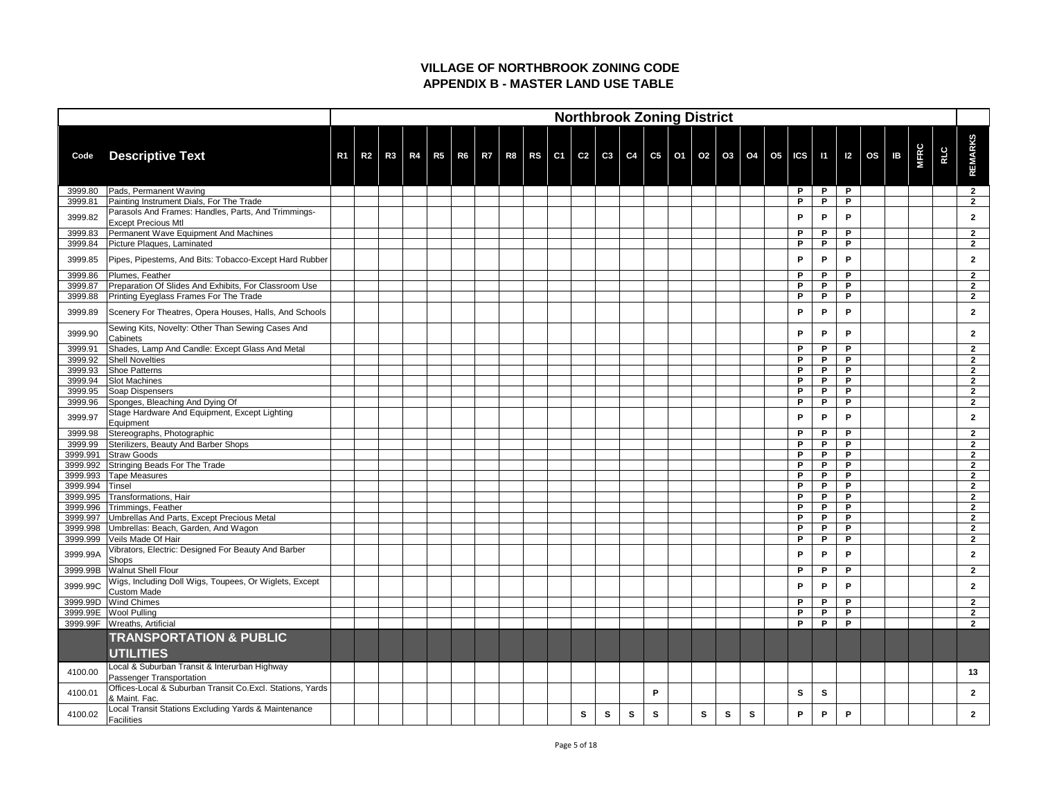# VILLAGE OF NORTHBROOK ZONING CODE
## APPENDIX B - MASTER LAND USE TABLE

| | | Northbrook Zoning District | | | | | | | | | | | | | | | | | | | | | | | | | | |
|---|---|---|---|---|---|---|---|---|---|---|---|---|---|---|---|---|---|---|---|---|---|---|---|---|---|---|---|---|
| **Code** | **Descriptive Text** | **R1** | **R2** | **R3** | **R4** | **R5** | **R6** | **R7** | **R8** | **RS** | **C1** | **C2** | **C3** | **C4** | **C5** | **O1** | **O2** | **O3** | **O4** | **O5** | **ICS** | **I1** | **I2** | **OS** | **IB** | **MFRC** | **RLC** | **REMARKS** |
| 3999.80 | Pads, Permanent Waving | | | | | | | | | | | | | | | | | | | | P | P | P | | | | | 2 |
| 3999.81 | Painting Instrument Dials, For The Trade | | | | | | | | | | | | | | | | | | | | P | P | P | | | | | 2 |
| 3999.82 | Parasols And Frames: Handles, Parts, And Trimmings-Except Precious Mtl | | | | | | | | | | | | | | | | | | | | P | P | P | | | | | 2 |
| 3999.83 | Permanent Wave Equipment And Machines | | | | | | | | | | | | | | | | | | | | P | P | P | | | | | 2 |
| 3999.84 | Picture Plaques, Laminated | | | | | | | | | | | | | | | | | | | | P | P | P | | | | | 2 |
| 3999.85 | Pipes, Pipestems, And Bits: Tobacco-Except Hard Rubber | | | | | | | | | | | | | | | | | | | | P | P | P | | | | | 2 |
| 3999.86 | Plumes, Feather | | | | | | | | | | | | | | | | | | | | P | P | P | | | | | 2 |
| 3999.87 | Preparation Of Slides And Exhibits, For Classroom Use | | | | | | | | | | | | | | | | | | | | P | P | P | | | | | 2 |
| 3999.88 | Printing Eyeglass Frames For The Trade | | | | | | | | | | | | | | | | | | | | P | P | P | | | | | 2 |
| 3999.89 | Scenery For Theatres, Opera Houses, Halls, And Schools | | | | | | | | | | | | | | | | | | | | P | P | P | | | | | 2 |
| 3999.90 | Sewing Kits, Novelty: Other Than Sewing Cases And Cabinets | | | | | | | | | | | | | | | | | | | | P | P | P | | | | | 2 |
| 3999.91 | Shades, Lamp And Candle: Except Glass And Metal | | | | | | | | | | | | | | | | | | | | P | P | P | | | | | 2 |
| 3999.92 | Shell Novelties | | | | | | | | | | | | | | | | | | | | P | P | P | | | | | 2 |
| 3999.93 | Shoe Patterns | | | | | | | | | | | | | | | | | | | | P | P | P | | | | | 2 |
| 3999.94 | Slot Machines | | | | | | | | | | | | | | | | | | | | P | P | P | | | | | 2 |
| 3999.95 | Soap Dispensers | | | | | | | | | | | | | | | | | | | | P | P | P | | | | | 2 |
| 3999.96 | Sponges, Bleaching And Dying Of | | | | | | | | | | | | | | | | | | | | P | P | P | | | | | 2 |
| 3999.97 | Stage Hardware And Equipment, Except Lighting Equipment | | | | | | | | | | | | | | | | | | | | P | P | P | | | | | 2 |
| 3999.98 | Stereographs, Photographic | | | | | | | | | | | | | | | | | | | | P | P | P | | | | | 2 |
| 3999.99 | Sterilizers, Beauty And Barber Shops | | | | | | | | | | | | | | | | | | | | P | P | P | | | | | 2 |
| 3999.991 | Straw Goods | | | | | | | | | | | | | | | | | | | | P | P | P | | | | | 2 |
| 3999.992 | Stringing Beads For The Trade | | | | | | | | | | | | | | | | | | | | P | P | P | | | | | 2 |
| 3999.993 | Tape Measures | | | | | | | | | | | | | | | | | | | | P | P | P | | | | | 2 |
| 3999.994 | Tinsel | | | | | | | | | | | | | | | | | | | | P | P | P | | | | | 2 |
| 3999.995 | Transformations, Hair | | | | | | | | | | | | | | | | | | | | P | P | P | | | | | 2 |
| 3999.996 | Trimmings, Feather | | | | | | | | | | | | | | | | | | | | P | P | P | | | | | 2 |
| 3999.997 | Umbrellas And Parts, Except Precious Metal | | | | | | | | | | | | | | | | | | | | P | P | P | | | | | 2 |
| 3999.998 | Umbrellas: Beach, Garden, And Wagon | | | | | | | | | | | | | | | | | | | | P | P | P | | | | | 2 |
| 3999.999 | Veils Made Of Hair | | | | | | | | | | | | | | | | | | | | P | P | P | | | | | 2 |
| 3999.99A | Vibrators, Electric: Designed For Beauty And Barber Shops | | | | | | | | | | | | | | | | | | | | P | P | P | | | | | 2 |
| 3999.99B | Walnut Shell Flour | | | | | | | | | | | | | | | | | | | | P | P | P | | | | | 2 |
| 3999.99C | Wigs, Including Doll Wigs, Toupees, Or Wiglets, Except Custom Made | | | | | | | | | | | | | | | | | | | | P | P | P | | | | | 2 |
| 3999.99D | Wind Chimes | | | | | | | | | | | | | | | | | | | | P | P | P | | | | | 2 |
| 3999.99E | Wool Pulling | | | | | | | | | | | | | | | | | | | | P | P | P | | | | | 2 |
| 3999.99F | Wreaths, Artificial | | | | | | | | | | | | | | | | | | | | P | P | P | | | | | 2 |
| | **TRANSPORTATION & PUBLIC UTILITIES** | | | | | | | | | | | | | | | | | | | | | | | | | | | |
| 4100.00 | Local & Suburban Transit & Interurban Highway Passenger Transportation | | | | | | | | | | | | | | | | | | | | | | | | | | | 13 |
| 4100.01 | Offices-Local & Suburban Transit Co.Excl. Stations, Yards & Maint. Fac. | | | | | | | | | | | | | | P | | | | | | S | S | | | | | | 2 |
| 4100.02 | Local Transit Stations Excluding Yards & Maintenance Facilities | | | | | | | | | | | S | S | S | S | | S | S | S | | P | P | P | | | | | 2 |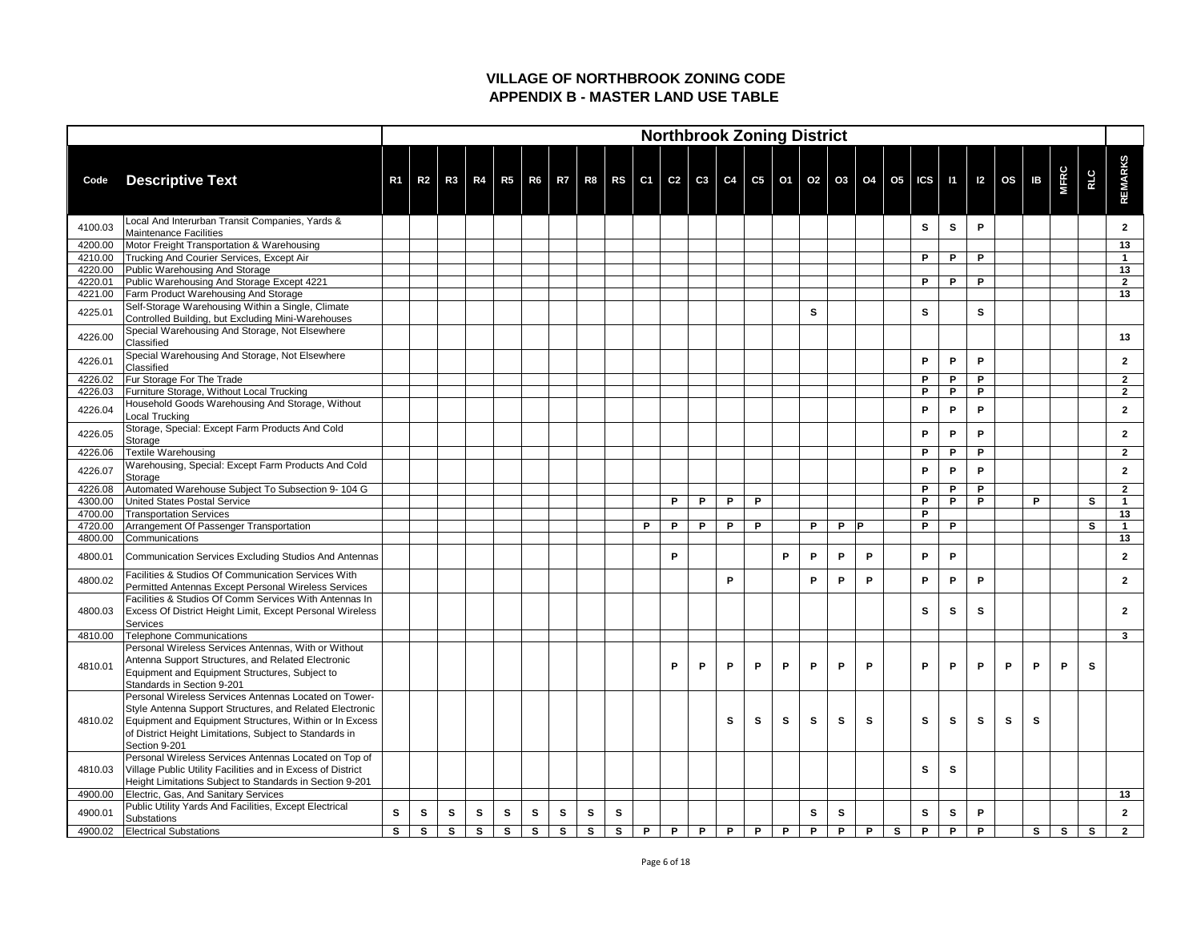# VILLAGE OF NORTHBROOK ZONING CODE
## APPENDIX B - MASTER LAND USE TABLE

| | | Northbrook Zoning District | | | | | | | | | | | | | | | | | | | | | | | | | | |
|---|---|---|---|---|---|---|---|---|---|---|---|---|---|---|---|---|---|---|---|---|---|---|---|---|---|---|---|---|
| Code | Descriptive Text | R1 | R2 | R3 | R4 | R5 | R6 | R7 | R8 | RS | C1 | C2 | C3 | C4 | C5 | O1 | O2 | O3 | O4 | O5 | ICS | I1 | I2 | OS | IB | MFRC | RLC | REMARKS |
| 4100.03 | Local And Interurban Transit Companies, Yards & Maintenance Facilities | | | | | | | | | | | | | | | | | | | | S | S | P | | | | | 2 |
| 4200.00 | Motor Freight Transportation & Warehousing | | | | | | | | | | | | | | | | | | | | | | | | | | | 13 |
| 4210.00 | Trucking And Courier Services, Except Air | | | | | | | | | | | | | | | | | | | | P | P | P | | | | | 1 |
| 4220.00 | Public Warehousing And Storage | | | | | | | | | | | | | | | | | | | | | | | | | | | 13 |
| 4220.01 | Public Warehousing And Storage Except 4221 | | | | | | | | | | | | | | | | | | | | P | P | P | | | | | 2 |
| 4221.00 | Farm Product Warehousing And Storage | | | | | | | | | | | | | | | | | | | | | | | | | | | 13 |
| 4225.01 | Self-Storage Warehousing Within a Single, Climate Controlled Building, but Excluding Mini-Warehouses | | | | | | | | | | | | | | | | S | | | | S | | S | | | | | |
| 4226.00 | Special Warehousing And Storage, Not Elsewhere Classified | | | | | | | | | | | | | | | | | | | | | | | | | | | 13 |
| 4226.01 | Special Warehousing And Storage, Not Elsewhere Classified | | | | | | | | | | | | | | | | | | | | P | P | P | | | | | 2 |
| 4226.02 | Fur Storage For The Trade | | | | | | | | | | | | | | | | | | | | P | P | P | | | | | 2 |
| 4226.03 | Furniture Storage, Without Local Trucking | | | | | | | | | | | | | | | | | | | | P | P | P | | | | | 2 |
| 4226.04 | Household Goods Warehousing And Storage, Without Local Trucking | | | | | | | | | | | | | | | | | | | | P | P | P | | | | | 2 |
| 4226.05 | Storage, Special: Except Farm Products And Cold Storage | | | | | | | | | | | | | | | | | | | | P | P | P | | | | | 2 |
| 4226.06 | Textile Warehousing | | | | | | | | | | | | | | | | | | | | P | P | P | | | | | 2 |
| 4226.07 | Warehousing, Special: Except Farm Products And Cold Storage | | | | | | | | | | | | | | | | | | | | P | P | P | | | | | 2 |
| 4226.08 | Automated Warehouse Subject To Subsection 9- 104 G | | | | | | | | | | | | | | | | | | | | P | P | P | | | | | 2 |
| 4300.00 | United States Postal Service | | | | | | | | | | | P | P | P | P | | | | | | P | P | P | | P | | S | 1 |
| 4700.00 | Transportation Services | | | | | | | | | | | | | | | | | | | | P | | | | | | | 13 |
| 4720.00 | Arrangement Of Passenger Transportation | | | | | | | | | | P | P | P | P | P | | P | P | P | | P | P | | | | | S | 1 |
| 4800.00 | Communications | | | | | | | | | | | | | | | | | | | | | | | | | | | 13 |
| 4800.01 | Communication Services Excluding Studios And Antennas | | | | | | | | | | | P | | | | P | P | P | P | | P | P | | | | | | 2 |
| 4800.02 | Facilities & Studios Of Communication Services With Permitted Antennas Except Personal Wireless Services | | | | | | | | | | | | | P | | | P | P | P | | P | P | P | | | | | 2 |
| 4800.03 | Facilities & Studios Of Comm Services With Antennas In Excess Of District Height Limit, Except Personal Wireless Services | | | | | | | | | | | | | | | | | | | | S | S | S | | | | | 2 |
| 4810.00 | Telephone Communications | | | | | | | | | | | | | | | | | | | | | | | | | | | 3 |
| 4810.01 | Personal Wireless Services Antennas, With or Without Antenna Support Structures, and Related Electronic Equipment and Equipment Structures, Subject to Standards in Section 9-201 | | | | | | | | | | | P | P | P | P | P | P | P | P | | P | P | P | P | P | P | S | |
| 4810.02 | Personal Wireless Services Antennas Located on Tower-Style Antenna Support Structures, and Related Electronic Equipment and Equipment Structures, Within or In Excess of District Height Limitations, Subject to Standards in Section 9-201 | | | | | | | | | | | | | S | S | S | S | S | S | | S | S | S | S | S | | | |
| 4810.03 | Personal Wireless Services Antennas Located on Top of Village Public Utility Facilities and in Excess of District Height Limitations Subject to Standards in Section 9-201 | | | | | | | | | | | | | | | | | | | | S | S | | | | | | |
| 4900.00 | Electric, Gas, And Sanitary Services | | | | | | | | | | | | | | | | | | | | | | | | | | | 13 |
| 4900.01 | Public Utility Yards And Facilities, Except Electrical Substations | S | S | S | S | S | S | S | S | S | | | | | | | S | S | | | S | S | P | | | | | 2 |
| 4900.02 | Electrical Substations | S | S | S | S | S | S | S | S | S | P | P | P | P | P | P | P | P | P | S | P | P | P | | S | S | S | 2 |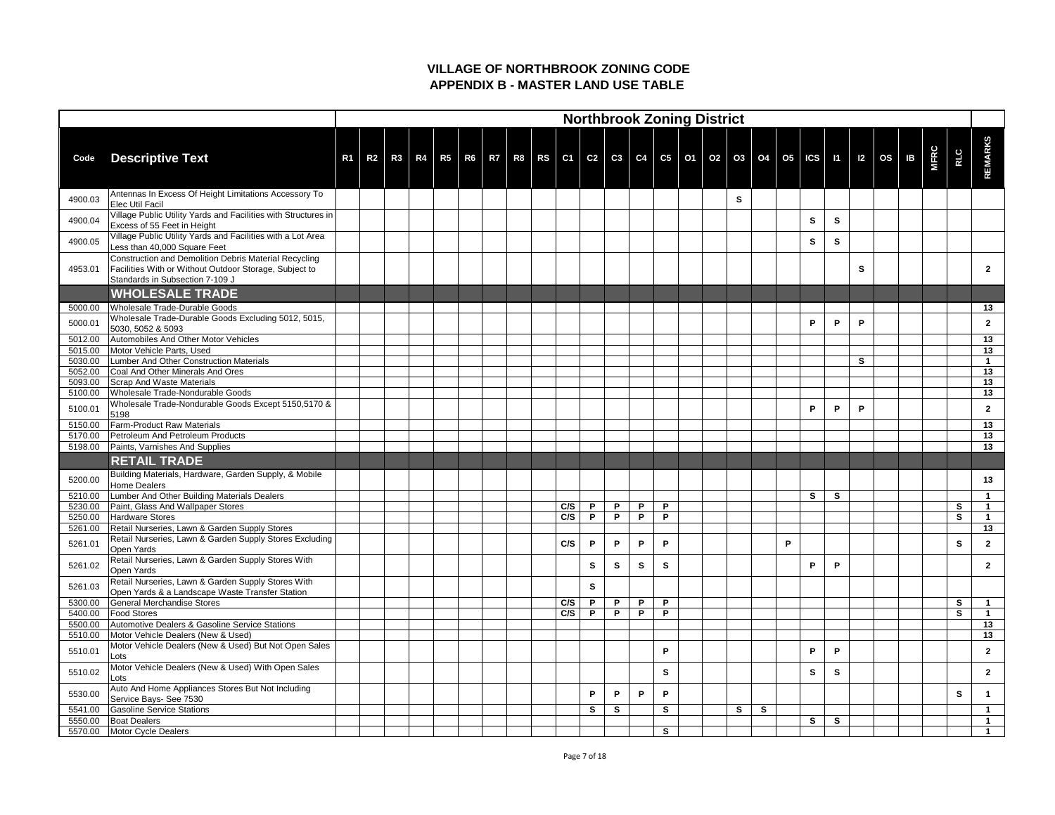# VILLAGE OF NORTHBROOK ZONING CODE
## APPENDIX B - MASTER LAND USE TABLE

| | | Northbrook Zoning District | | | | | | | | | | | | | | | | | | | | | | | | | | | |
|---|---|---|---|---|---|---|---|---|---|---|---|---|---|---|---|---|---|---|---|---|---|---|---|---|---|---|---|---|---|
| Code | Descriptive Text | R1 | R2 | R3 | R4 | R5 | R6 | R7 | R8 | RS | C1 | C2 | C3 | C4 | C5 | O1 | O2 | O3 | O4 | O5 | ICS | I1 | I2 | OS | IB | MFRC | RLC | REMARKS |
| 4900.03 | Antennas In Excess Of Height Limitations Accessory To Elec Util Facil | | | | | | | | | | | | | | | | | S | | | | | | | | | | |
| 4900.04 | Village Public Utility Yards and Facilities with Structures in Excess of 55 Feet in Height | | | | | | | | | | | | | | | | | | | | S | S | | | | | | |
| 4900.05 | Village Public Utility Yards and Facilities with a Lot Area Less than 40,000 Square Feet | | | | | | | | | | | | | | | | | | | | S | S | | | | | | |
| 4953.01 | Construction and Demolition Debris Material Recycling Facilities With or Without Outdoor Storage, Subject to Standards in Subsection 7-109 J | | | | | | | | | | | | | | | | | | | | | | S | | | | | 2 |
| | **WHOLESALE TRADE** | | | | | | | | | | | | | | | | | | | | | | | | | | | |
| 5000.00 | Wholesale Trade-Durable Goods | | | | | | | | | | | | | | | | | | | | | | | | | | | 13 |
| 5000.01 | Wholesale Trade-Durable Goods Excluding 5012, 5015, 5030, 5052 & 5093 | | | | | | | | | | | | | | | | | | | | P | P | P | | | | | 2 |
| 5012.00 | Automobiles And Other Motor Vehicles | | | | | | | | | | | | | | | | | | | | | | | | | | | 13 |
| 5015.00 | Motor Vehicle Parts, Used | | | | | | | | | | | | | | | | | | | | | | | | | | | 13 |
| 5030.00 | Lumber And Other Construction Materials | | | | | | | | | | | | | | | | | | | | | | S | | | | | 1 |
| 5052.00 | Coal And Other Minerals And Ores | | | | | | | | | | | | | | | | | | | | | | | | | | | 13 |
| 5093.00 | Scrap And Waste Materials | | | | | | | | | | | | | | | | | | | | | | | | | | | 13 |
| 5100.00 | Wholesale Trade-Nondurable Goods | | | | | | | | | | | | | | | | | | | | | | | | | | | 13 |
| 5100.01 | Wholesale Trade-Nondurable Goods Except 5150,5170 & 5198 | | | | | | | | | | | | | | | | | | | | P | P | P | | | | | 2 |
| 5150.00 | Farm-Product Raw Materials | | | | | | | | | | | | | | | | | | | | | | | | | | | 13 |
| 5170.00 | Petroleum And Petroleum Products | | | | | | | | | | | | | | | | | | | | | | | | | | | 13 |
| 5198.00 | Paints, Varnishes And Supplies | | | | | | | | | | | | | | | | | | | | | | | | | | | 13 |
| | **RETAIL TRADE** | | | | | | | | | | | | | | | | | | | | | | | | | | | |
| 5200.00 | Building Materials, Hardware, Garden Supply, & Mobile Home Dealers | | | | | | | | | | | | | | | | | | | | | | | | | | | 13 |
| 5210.00 | Lumber And Other Building Materials Dealers | | | | | | | | | | | | | | | | | | | | S | S | | | | | | 1 |
| 5230.00 | Paint, Glass And Wallpaper Stores | | | | | | | | | | C/S | P | P | P | P | | | | | | | | | | | | S | 1 |
| 5250.00 | Hardware Stores | | | | | | | | | | C/S | P | P | P | P | | | | | | | | | | | | S | 1 |
| 5261.00 | Retail Nurseries, Lawn & Garden Supply Stores | | | | | | | | | | | | | | | | | | | | | | | | | | | 13 |
| 5261.01 | Retail Nurseries, Lawn & Garden Supply Stores Excluding Open Yards | | | | | | | | | | C/S | P | P | P | P | | | | | P | | | | | | | S | 2 |
| 5261.02 | Retail Nurseries, Lawn & Garden Supply Stores With Open Yards | | | | | | | | | | | S | S | S | S | | | | | | P | P | | | | | | 2 |
| 5261.03 | Retail Nurseries, Lawn & Garden Supply Stores With Open Yards & a Landscape Waste Transfer Station | | | | | | | | | | | S | | | | | | | | | | | | | | | | |
| 5300.00 | General Merchandise Stores | | | | | | | | | | C/S | P | P | P | P | | | | | | | | | | | | S | 1 |
| 5400.00 | Food Stores | | | | | | | | | | C/S | P | P | P | P | | | | | | | | | | | | S | 1 |
| 5500.00 | Automotive Dealers & Gasoline Service Stations | | | | | | | | | | | | | | | | | | | | | | | | | | | 13 |
| 5510.00 | Motor Vehicle Dealers (New & Used) | | | | | | | | | | | | | | | | | | | | | | | | | | | 13 |
| 5510.01 | Motor Vehicle Dealers (New & Used) But Not Open Sales Lots | | | | | | | | | | | | | | P | | | | | | P | P | | | | | | 2 |
| 5510.02 | Motor Vehicle Dealers (New & Used) With Open Sales Lots | | | | | | | | | | | | | | S | | | | | | S | S | | | | | | 2 |
| 5530.00 | Auto And Home Appliances Stores But Not Including Service Bays- See 7530 | | | | | | | | | | | P | P | P | P | | | | | | | | | | | | S | 1 |
| 5541.00 | Gasoline Service Stations | | | | | | | | | | | S | S | | S | | | S | S | | | | | | | | | 1 |
| 5550.00 | Boat Dealers | | | | | | | | | | | | | | | | | | | | S | S | | | | | | 1 |
| 5570.00 | Motor Cycle Dealers | | | | | | | | | | | | | | S | | | | | | | | | | | | | 1 |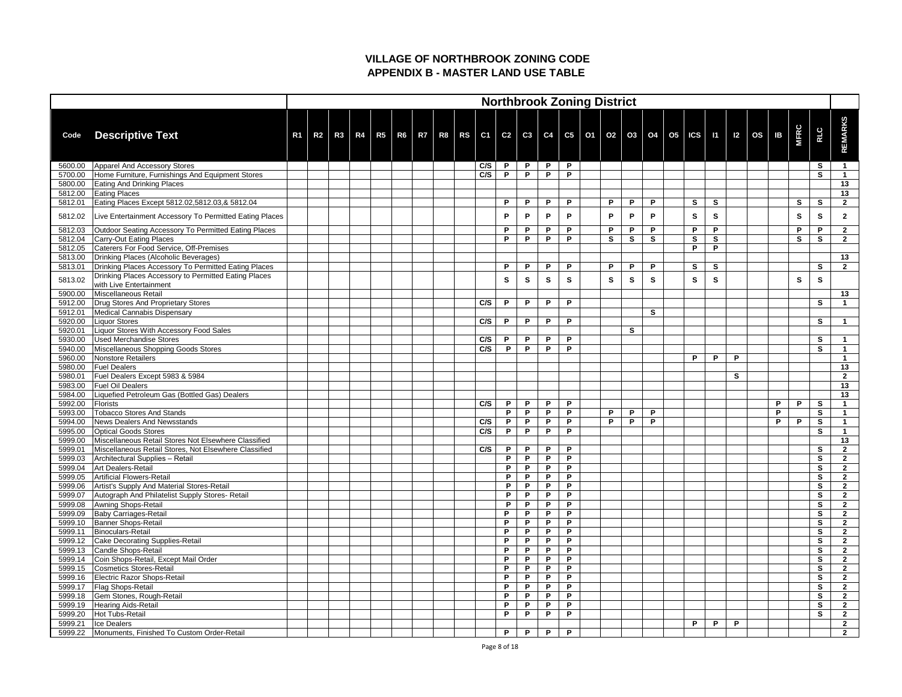# VILLAGE OF NORTHBROOK ZONING CODE
## APPENDIX B - MASTER LAND USE TABLE

| | | Northbrook Zoning District | | | | | | | | | | | | | | | | | | | | | | | | | | |
|---|---|---|---|---|---|---|---|---|---|---|---|---|---|---|---|---|---|---|---|---|---|---|---|---|---|---|---|---|
| Code | Descriptive Text | R1 | R2 | R3 | R4 | R5 | R6 | R7 | R8 | RS | C1 | C2 | C3 | C4 | C5 | O1 | O2 | O3 | O4 | O5 | ICS | I1 | I2 | OS | IB | MFRC | RLC | REMARKS |
| 5600.00 | Apparel And Accessory Stores | | | | | | | | | | C/S | P | P | P | P | | | | | | | | | | | | S | 1 |
| 5700.00 | Home Furniture, Furnishings And Equipment Stores | | | | | | | | | | C/S | P | P | P | P | | | | | | | | | | | | S | 1 |
| 5800.00 | Eating And Drinking Places | | | | | | | | | | | | | | | | | | | | | | | | | | | 13 |
| 5812.00 | Eating Places | | | | | | | | | | | | | | | | | | | | | | | | | | | 13 |
| 5812.01 | Eating Places Except 5812.02,5812.03,& 5812.04 | | | | | | | | | | | P | P | P | P | | P | P | P | | S | S | | | | S | S | 2 |
| 5812.02 | Live Entertainment Accessory To Permitted Eating Places | | | | | | | | | | | P | P | P | P | | P | P | P | | S | S | | | | S | S | 2 |
| 5812.03 | Outdoor Seating Accessory To Permitted Eating Places | | | | | | | | | | | P | P | P | P | | P | P | P | | P | P | | | | P | P | 2 |
| 5812.04 | Carry-Out Eating Places | | | | | | | | | | | P | P | P | P | | S | S | S | | S | S | | | | S | S | 2 |
| 5812.05 | Caterers For Food Service, Off-Premises | | | | | | | | | | | | | | | | | | | | P | P | | | | | | |
| 5813.00 | Drinking Places (Alcoholic Beverages) | | | | | | | | | | | | | | | | | | | | | | | | | | | 13 |
| 5813.01 | Drinking Places Accessory To Permitted Eating Places | | | | | | | | | | | P | P | P | P | | P | P | P | | S | S | | | | | S | 2 |
| 5813.02 | Drinking Places Accessory to Permitted Eating Places with Live Entertainment | | | | | | | | | | | S | S | S | S | | S | S | S | | S | S | | | | S | S | |
| 5900.00 | Miscellaneous Retail | | | | | | | | | | | | | | | | | | | | | | | | | | | 13 |
| 5912.00 | Drug Stores And Proprietary Stores | | | | | | | | | | C/S | P | P | P | P | | | | | | | | | | | | S | 1 |
| 5912.01 | Medical Cannabis Dispensary | | | | | | | | | | | | | | | | | | S | | | | | | | | | |
| 5920.00 | Liquor Stores | | | | | | | | | | C/S | P | P | P | P | | | | | | | | | | | | S | 1 |
| 5920.01 | Liquor Stores With Accessory Food Sales | | | | | | | | | | | | | | | | | S | | | | | | | | | | |
| 5930.00 | Used Merchandise Stores | | | | | | | | | | C/S | P | P | P | P | | | | | | | | | | | | S | 1 |
| 5940.00 | Miscellaneous Shopping Goods Stores | | | | | | | | | | C/S | P | P | P | P | | | | | | | | | | | | S | 1 |
| 5960.00 | Nonstore Retailers | | | | | | | | | | | | | | | | | | | | P | P | P | | | | | 1 |
| 5980.00 | Fuel Dealers | | | | | | | | | | | | | | | | | | | | | | | | | | | 13 |
| 5980.01 | Fuel Dealers Except 5983 & 5984 | | | | | | | | | | | | | | | | | | | | | | S | | | | | 2 |
| 5983.00 | Fuel Oil Dealers | | | | | | | | | | | | | | | | | | | | | | | | | | | 13 |
| 5984.00 | Liquefied Petroleum Gas (Bottled Gas) Dealers | | | | | | | | | | | | | | | | | | | | | | | | | | | 13 |
| 5992.00 | Florists | | | | | | | | | | C/S | P | P | P | P | | | | | | | | | | P | P | S | 1 |
| 5993.00 | Tobacco Stores And Stands | | | | | | | | | | | P | P | P | P | | P | P | P | | | | | | P | | S | 1 |
| 5994.00 | News Dealers And Newsstands | | | | | | | | | | C/S | P | P | P | P | | P | P | P | | | | | | P | P | S | 1 |
| 5995.00 | Optical Goods Stores | | | | | | | | | | C/S | P | P | P | P | | | | | | | | | | | | S | 1 |
| 5999.00 | Miscellaneous Retail Stores Not Elsewhere Classified | | | | | | | | | | | | | | | | | | | | | | | | | | | 13 |
| 5999.01 | Miscellaneous Retail Stores, Not Elsewhere Classified | | | | | | | | | | C/S | P | P | P | P | | | | | | | | | | | | S | 2 |
| 5999.03 | Architectural Supplies – Retail | | | | | | | | | | | P | P | P | P | | | | | | | | | | | | S | 2 |
| 5999.04 | Art Dealers-Retail | | | | | | | | | | | P | P | P | P | | | | | | | | | | | | S | 2 |
| 5999.05 | Artificial Flowers-Retail | | | | | | | | | | | P | P | P | P | | | | | | | | | | | | S | 2 |
| 5999.06 | Artist's Supply And Material Stores-Retail | | | | | | | | | | | P | P | P | P | | | | | | | | | | | | S | 2 |
| 5999.07 | Autograph And Philatelist Supply Stores- Retail | | | | | | | | | | | P | P | P | P | | | | | | | | | | | | S | 2 |
| 5999.08 | Awning Shops-Retail | | | | | | | | | | | P | P | P | P | | | | | | | | | | | | S | 2 |
| 5999.09 | Baby Carriages-Retail | | | | | | | | | | | P | P | P | P | | | | | | | | | | | | S | 2 |
| 5999.10 | Banner Shops-Retail | | | | | | | | | | | P | P | P | P | | | | | | | | | | | | S | 2 |
| 5999.11 | Binoculars-Retail | | | | | | | | | | | P | P | P | P | | | | | | | | | | | | S | 2 |
| 5999.12 | Cake Decorating Supplies-Retail | | | | | | | | | | | P | P | P | P | | | | | | | | | | | | S | 2 |
| 5999.13 | Candle Shops-Retail | | | | | | | | | | | P | P | P | P | | | | | | | | | | | | S | 2 |
| 5999.14 | Coin Shops-Retail, Except Mail Order | | | | | | | | | | | P | P | P | P | | | | | | | | | | | | S | 2 |
| 5999.15 | Cosmetics Stores-Retail | | | | | | | | | | | P | P | P | P | | | | | | | | | | | | S | 2 |
| 5999.16 | Electric Razor Shops-Retail | | | | | | | | | | | P | P | P | P | | | | | | | | | | | | S | 2 |
| 5999.17 | Flag Shops-Retail | | | | | | | | | | | P | P | P | P | | | | | | | | | | | | S | 2 |
| 5999.18 | Gem Stones, Rough-Retail | | | | | | | | | | | P | P | P | P | | | | | | | | | | | | S | 2 |
| 5999.19 | Hearing Aids-Retail | | | | | | | | | | | P | P | P | P | | | | | | | | | | | | S | 2 |
| 5999.20 | Hot Tubs-Retail | | | | | | | | | | | P | P | P | P | | | | | | | | | | | | S | 2 |
| 5999.21 | Ice Dealers | | | | | | | | | | | | | | | | | | | | P | P | P | | | | | 2 |
| 5999.22 | Monuments, Finished To Custom Order-Retail | | | | | | | | | | | P | P | P | P | | | | | | | | | | | | | 2 |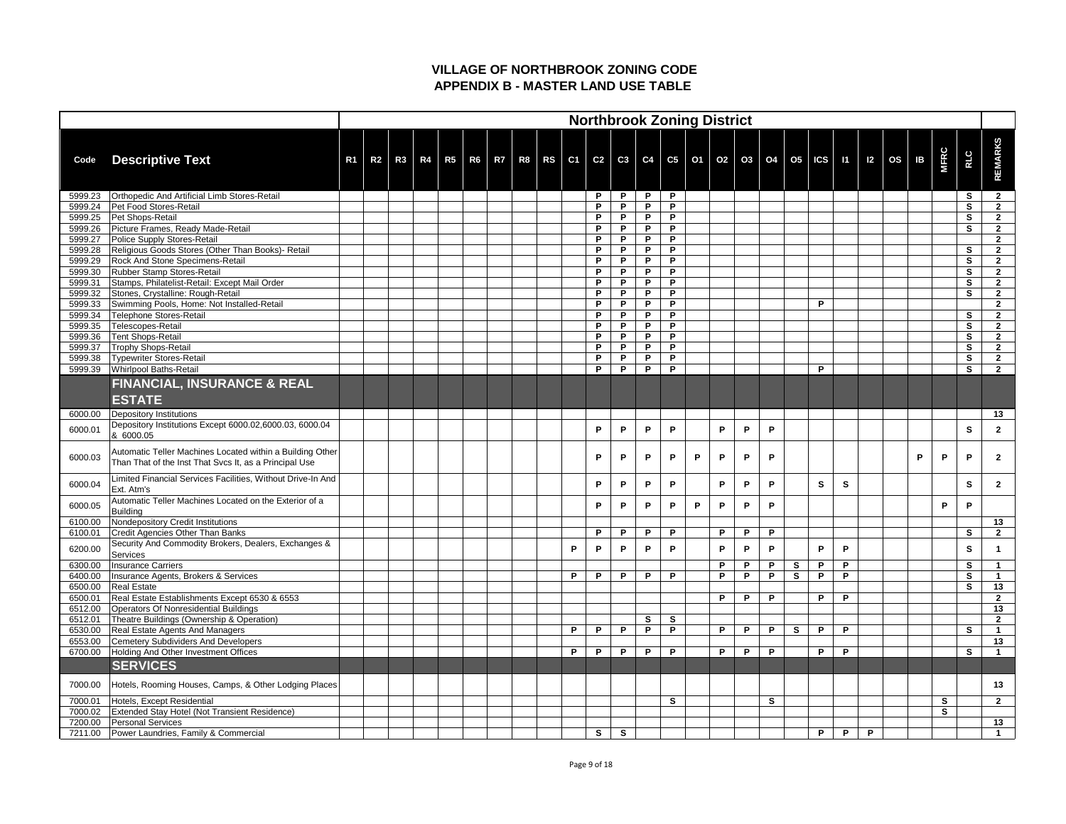# VILLAGE OF NORTHBROOK ZONING CODE
## APPENDIX B - MASTER LAND USE TABLE

| | | Northbrook Zoning District | | | | | | | | | | | | | | | | | | | | | | | | | | |
|---|---|---|---|---|---|---|---|---|---|---|---|---|---|---|---|---|---|---|---|---|---|---|---|---|---|---|---|---|
| **Code** | **Descriptive Text** | **R1** | **R2** | **R3** | **R4** | **R5** | **R6** | **R7** | **R8** | **RS** | **C1** | **C2** | **C3** | **C4** | **C5** | **O1** | **O2** | **O3** | **O4** | **O5** | **ICS** | **I1** | **I2** | **OS** | **IB** | **MFRC** | **RLC** | **REMARKS** |
| 5999.23 | Orthopedic And Artificial Limb Stores-Retail | | | | | | | | | | | P | P | P | P | | | | | | | | | | | | S | 2 |
| 5999.24 | Pet Food Stores-Retail | | | | | | | | | | | P | P | P | P | | | | | | | | | | | | S | 2 |
| 5999.25 | Pet Shops-Retail | | | | | | | | | | | P | P | P | P | | | | | | | | | | | | S | 2 |
| 5999.26 | Picture Frames, Ready Made-Retail | | | | | | | | | | | P | P | P | P | | | | | | | | | | | | S | 2 |
| 5999.27 | Police Supply Stores-Retail | | | | | | | | | | | P | P | P | P | | | | | | | | | | | | | 2 |
| 5999.28 | Religious Goods Stores (Other Than Books)- Retail | | | | | | | | | | | P | P | P | P | | | | | | | | | | | | S | 2 |
| 5999.29 | Rock And Stone Specimens-Retail | | | | | | | | | | | P | P | P | P | | | | | | | | | | | | S | 2 |
| 5999.30 | Rubber Stamp Stores-Retail | | | | | | | | | | | P | P | P | P | | | | | | | | | | | | S | 2 |
| 5999.31 | Stamps, Philatelist-Retail: Except Mail Order | | | | | | | | | | | P | P | P | P | | | | | | | | | | | | S | 2 |
| 5999.32 | Stones, Crystalline: Rough-Retail | | | | | | | | | | | P | P | P | P | | | | | | | | | | | | S | 2 |
| 5999.33 | Swimming Pools, Home: Not Installed-Retail | | | | | | | | | | | P | P | P | P | | | | | | P | | | | | | | 2 |
| 5999.34 | Telephone Stores-Retail | | | | | | | | | | | P | P | P | P | | | | | | | | | | | | S | 2 |
| 5999.35 | Telescopes-Retail | | | | | | | | | | | P | P | P | P | | | | | | | | | | | | S | 2 |
| 5999.36 | Tent Shops-Retail | | | | | | | | | | | P | P | P | P | | | | | | | | | | | | S | 2 |
| 5999.37 | Trophy Shops-Retail | | | | | | | | | | | P | P | P | P | | | | | | | | | | | | S | 2 |
| 5999.38 | Typewriter Stores-Retail | | | | | | | | | | | P | P | P | P | | | | | | | | | | | | S | 2 |
| 5999.39 | Whirlpool Baths-Retail | | | | | | | | | | | P | P | P | P | | | | | | P | | | | | | S | 2 |
| | **FINANCIAL, INSURANCE & REAL ESTATE** | | | | | | | | | | | | | | | | | | | | | | | | | | | |
| 6000.00 | Depository Institutions | | | | | | | | | | | | | | | | | | | | | | | | | | | 13 |
| 6000.01 | Depository Institutions Except 6000.02,6000.03, 6000.04 & 6000.05 | | | | | | | | | | | P | P | P | P | | P | P | P | | | | | | | | S | 2 |
| 6000.03 | Automatic Teller Machines Located within a Building Other Than That of the Inst That Svcs It, as a Principal Use | | | | | | | | | | | P | P | P | P | P | P | P | P | | | | | | P | P | P | 2 |
| 6000.04 | Limited Financial Services Facilities, Without Drive-In And Ext. Atm's | | | | | | | | | | | P | P | P | P | | P | P | P | | S | S | | | | | S | 2 |
| 6000.05 | Automatic Teller Machines Located on the Exterior of a Building | | | | | | | | | | | P | P | P | P | P | P | P | P | | | | | | | P | P | |
| 6100.00 | Nondepository Credit Institutions | | | | | | | | | | | | | | | | | | | | | | | | | | | 13 |
| 6100.01 | Credit Agencies Other Than Banks | | | | | | | | | | | P | P | P | P | | P | P | P | | | | | | | | S | 2 |
| 6200.00 | Security And Commodity Brokers, Dealers, Exchanges & Services | | | | | | | | | | P | P | P | P | P | | P | P | P | | P | P | | | | | S | 1 |
| 6300.00 | Insurance Carriers | | | | | | | | | | | | | | | | P | P | P | S | P | P | | | | | S | 1 |
| 6400.00 | Insurance Agents, Brokers & Services | | | | | | | | | | P | P | P | P | P | | P | P | P | S | P | P | | | | | S | 1 |
| 6500.00 | Real Estate | | | | | | | | | | | | | | | | | | | | | | | | | | S | 13 |
| 6500.01 | Real Estate Establishments Except 6530 & 6553 | | | | | | | | | | | | | | | | P | P | P | | P | P | | | | | | 2 |
| 6512.00 | Operators Of Nonresidential Buildings | | | | | | | | | | | | | | | | | | | | | | | | | | | 13 |
| 6512.01 | Theatre Buildings (Ownership & Operation) | | | | | | | | | | | | | S | S | | | | | | | | | | | | | 2 |
| 6530.00 | Real Estate Agents And Managers | | | | | | | | | | P | P | P | P | P | | P | P | P | S | P | P | | | | | S | 1 |
| 6553.00 | Cemetery Subdividers And Developers | | | | | | | | | | | | | | | | | | | | | | | | | | | 13 |
| 6700.00 | Holding And Other Investment Offices | | | | | | | | | | P | P | P | P | P | | P | P | P | | P | P | | | | | S | 1 |
| | **SERVICES** | | | | | | | | | | | | | | | | | | | | | | | | | | | |
| 7000.00 | Hotels, Rooming Houses, Camps, & Other Lodging Places | | | | | | | | | | | | | | | | | | | | | | | | | | | 13 |
| 7000.01 | Hotels, Except Residential | | | | | | | | | | | | | | S | | | | S | | | | | | | S | | 2 |
| 7000.02 | Extended Stay Hotel (Not Transient Residence) | | | | | | | | | | | | | | | | | | | | | | | | | S | | |
| 7200.00 | Personal Services | | | | | | | | | | | | | | | | | | | | | | | | | | | 13 |
| 7211.00 | Power Laundries, Family & Commercial | | | | | | | | | | | S | S | | | | | | | | P | P | P | | | | | 1 |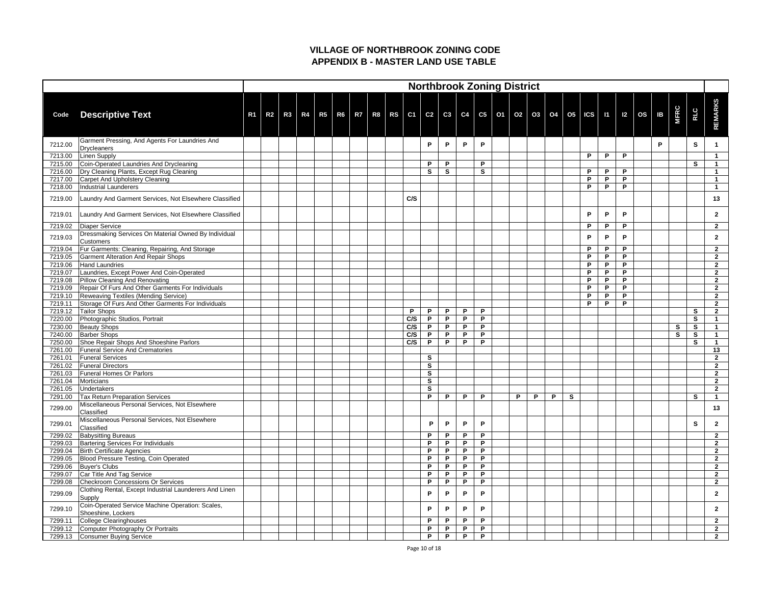# VILLAGE OF NORTHBROOK ZONING CODE
## APPENDIX B - MASTER LAND USE TABLE

| | | Northbrook Zoning District | | | | | | | | | | | | | | | | | | | | | | | | | | | |
|---|---|---|---|---|---|---|---|---|---|---|---|---|---|---|---|---|---|---|---|---|---|---|---|---|---|---|---|---|---|
| Code | Descriptive Text | R1 | R2 | R3 | R4 | R5 | R6 | R7 | R8 | RS | C1 | C2 | C3 | C4 | C5 | O1 | O2 | O3 | O4 | O5 | ICS | I1 | I2 | OS | IB | MFRC | RLC | REMARKS |
| 7212.00 | Garment Pressing, And Agents For Laundries And Drycleaners | | | | | | | | | | | P | P | P | P | | | | | | | | | | P | | S | 1 |
| 7213.00 | Linen Supply | | | | | | | | | | | | | | | | | | | | P | P | P | | | | | 1 |
| 7215.00 | Coin-Operated Laundries And Drycleaning | | | | | | | | | | | P | P | | P | | | | | | | | | | | | S | 1 |
| 7216.00 | Dry Cleaning Plants, Except Rug Cleaning | | | | | | | | | | | S | S | | S | | | | | | P | P | P | | | | | 1 |
| 7217.00 | Carpet And Upholstery Cleaning | | | | | | | | | | | | | | | | | | | | P | P | P | | | | | 1 |
| 7218.00 | Industrial Launderers | | | | | | | | | | | | | | | | | | | | P | P | P | | | | | 1 |
| 7219.00 | Laundry And Garment Services, Not Elsewhere Classified | | | | | | | | | | C/S | | | | | | | | | | | | | | | | | 13 |
| 7219.01 | Laundry And Garment Services, Not Elsewhere Classified | | | | | | | | | | | | | | | | | | | | P | P | P | | | | | 2 |
| 7219.02 | Diaper Service | | | | | | | | | | | | | | | | | | | | P | P | P | | | | | 2 |
| 7219.03 | Dressmaking Services On Material Owned By Individual Customers | | | | | | | | | | | | | | | | | | | | P | P | P | | | | | 2 |
| 7219.04 | Fur Garments: Cleaning, Repairing, And Storage | | | | | | | | | | | | | | | | | | | | P | P | P | | | | | 2 |
| 7219.05 | Garment Alteration And Repair Shops | | | | | | | | | | | | | | | | | | | | P | P | P | | | | | 2 |
| 7219.06 | Hand Laundries | | | | | | | | | | | | | | | | | | | | P | P | P | | | | | 2 |
| 7219.07 | Laundries, Except Power And Coin-Operated | | | | | | | | | | | | | | | | | | | | P | P | P | | | | | 2 |
| 7219.08 | Pillow Cleaning And Renovating | | | | | | | | | | | | | | | | | | | | P | P | P | | | | | 2 |
| 7219.09 | Repair Of Furs And Other Garments For Individuals | | | | | | | | | | | | | | | | | | | | P | P | P | | | | | 2 |
| 7219.10 | Reweaving Textiles (Mending Service) | | | | | | | | | | | | | | | | | | | | P | P | P | | | | | 2 |
| 7219.11 | Storage Of Furs And Other Garments For Individuals | | | | | | | | | | | | | | | | | | | | P | P | P | | | | | 2 |
| 7219.12 | Tailor Shops | | | | | | | | | | P | P | P | P | P | | | | | | | | | | | | S | 2 |
| 7220.00 | Photographic Studios, Portrait | | | | | | | | | | C/S | P | P | P | P | | | | | | | | | | | | S | 1 |
| 7230.00 | Beauty Shops | | | | | | | | | | C/S | P | P | P | P | | | | | | | | | | | S | S | 1 |
| 7240.00 | Barber Shops | | | | | | | | | | C/S | P | P | P | P | | | | | | | | | | | S | S | 1 |
| 7250.00 | Shoe Repair Shops And Shoeshine Parlors | | | | | | | | | | C/S | P | P | P | P | | | | | | | | | | | | S | 1 |
| 7261.00 | Funeral Service And Crematories | | | | | | | | | | | | | | | | | | | | | | | | | | | 13 |
| 7261.01 | Funeral Services | | | | | | | | | | | S | | | | | | | | | | | | | | | | 2 |
| 7261.02 | Funeral Directors | | | | | | | | | | | S | | | | | | | | | | | | | | | | 2 |
| 7261.03 | Funeral Homes Or Parlors | | | | | | | | | | | S | | | | | | | | | | | | | | | | 2 |
| 7261.04 | Morticians | | | | | | | | | | | S | | | | | | | | | | | | | | | | 2 |
| 7261.05 | Undertakers | | | | | | | | | | | S | | | | | | | | | | | | | | | | 2 |
| 7291.00 | Tax Return Preparation Services | | | | | | | | | | | P | P | P | P | | P | P | P | S | | | | | | | S | 1 |
| 7299.00 | Miscellaneous Personal Services, Not Elsewhere Classified | | | | | | | | | | | | | | | | | | | | | | | | | | | 13 |
| 7299.01 | Miscellaneous Personal Services, Not Elsewhere Classified | | | | | | | | | | | P | P | P | P | | | | | | | | | | | | S | 2 |
| 7299.02 | Babysitting Bureaus | | | | | | | | | | | P | P | P | P | | | | | | | | | | | | | 2 |
| 7299.03 | Bartering Services For Individuals | | | | | | | | | | | P | P | P | P | | | | | | | | | | | | | 2 |
| 7299.04 | Birth Certificate Agencies | | | | | | | | | | | P | P | P | P | | | | | | | | | | | | | 2 |
| 7299.05 | Blood Pressure Testing, Coin Operated | | | | | | | | | | | P | P | P | P | | | | | | | | | | | | | 2 |
| 7299.06 | Buyer's Clubs | | | | | | | | | | | P | P | P | P | | | | | | | | | | | | | 2 |
| 7299.07 | Car Title And Tag Service | | | | | | | | | | | P | P | P | P | | | | | | | | | | | | | 2 |
| 7299.08 | Checkroom Concessions Or Services | | | | | | | | | | | P | P | P | P | | | | | | | | | | | | | 2 |
| 7299.09 | Clothing Rental, Except Industrial Launderers And Linen Supply | | | | | | | | | | | P | P | P | P | | | | | | | | | | | | | 2 |
| 7299.10 | Coin-Operated Service Machine Operation: Scales, Shoeshine, Lockers | | | | | | | | | | | P | P | P | P | | | | | | | | | | | | | 2 |
| 7299.11 | College Clearinghouses | | | | | | | | | | | P | P | P | P | | | | | | | | | | | | | 2 |
| 7299.12 | Computer Photography Or Portraits | | | | | | | | | | | P | P | P | P | | | | | | | | | | | | | 2 |
| 7299.13 | Consumer Buying Service | | | | | | | | | | | P | P | P | P | | | | | | | | | | | | | 2 |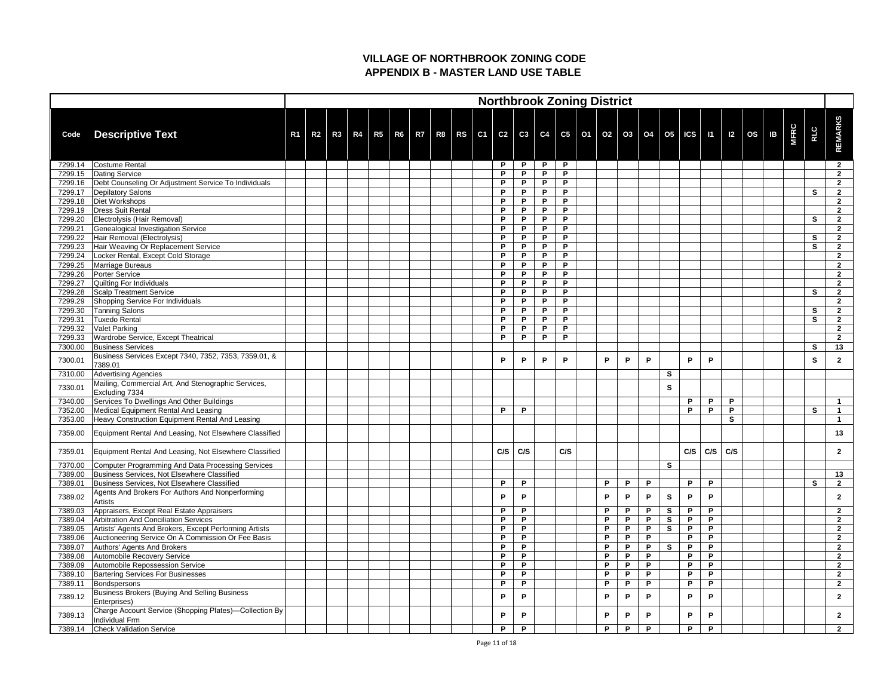# VILLAGE OF NORTHBROOK ZONING CODE
## APPENDIX B - MASTER LAND USE TABLE

| | | Northbrook Zoning District | | | | | | | | | | | | | | | | | | | | | | | | | | | | |
|---|---|---|---|---|---|---|---|---|---|---|---|---|---|---|---|---|---|---|---|---|---|---|---|---|---|---|---|---|---|---|
| Code | Descriptive Text | R1 | R2 | R3 | R4 | R5 | R6 | R7 | R8 | RS | C1 | C2 | C3 | C4 | C5 | O1 | O2 | O3 | O4 | O5 | ICS | I1 | I2 | OS | IB | MFRC | RLC | REMARKS |
| 7299.14 | Costume Rental | | | | | | | | | | | P | P | P | P | | | | | | | | | | | | | 2 |
| 7299.15 | Dating Service | | | | | | | | | | | P | P | P | P | | | | | | | | | | | | | 2 |
| 7299.16 | Debt Counseling Or Adjustment Service To Individuals | | | | | | | | | | | P | P | P | P | | | | | | | | | | | | | 2 |
| 7299.17 | Depilatory Salons | | | | | | | | | | | P | P | P | P | | | | | | | | | | | | S | 2 |
| 7299.18 | Diet Workshops | | | | | | | | | | | P | P | P | P | | | | | | | | | | | | | 2 |
| 7299.19 | Dress Suit Rental | | | | | | | | | | | P | P | P | P | | | | | | | | | | | | | 2 |
| 7299.20 | Electrolysis (Hair Removal) | | | | | | | | | | | P | P | P | P | | | | | | | | | | | | S | 2 |
| 7299.21 | Genealogical Investigation Service | | | | | | | | | | | P | P | P | P | | | | | | | | | | | | | 2 |
| 7299.22 | Hair Removal (Electrolysis) | | | | | | | | | | | P | P | P | P | | | | | | | | | | | | S | 2 |
| 7299.23 | Hair Weaving Or Replacement Service | | | | | | | | | | | P | P | P | P | | | | | | | | | | | | S | 2 |
| 7299.24 | Locker Rental, Except Cold Storage | | | | | | | | | | | P | P | P | P | | | | | | | | | | | | | 2 |
| 7299.25 | Marriage Bureaus | | | | | | | | | | | P | P | P | P | | | | | | | | | | | | | 2 |
| 7299.26 | Porter Service | | | | | | | | | | | P | P | P | P | | | | | | | | | | | | | 2 |
| 7299.27 | Quilting For Individuals | | | | | | | | | | | P | P | P | P | | | | | | | | | | | | | 2 |
| 7299.28 | Scalp Treatment Service | | | | | | | | | | | P | P | P | P | | | | | | | | | | | | S | 2 |
| 7299.29 | Shopping Service For Individuals | | | | | | | | | | | P | P | P | P | | | | | | | | | | | | | 2 |
| 7299.30 | Tanning Salons | | | | | | | | | | | P | P | P | P | | | | | | | | | | | | S | 2 |
| 7299.31 | Tuxedo Rental | | | | | | | | | | | P | P | P | P | | | | | | | | | | | | S | 2 |
| 7299.32 | Valet Parking | | | | | | | | | | | P | P | P | P | | | | | | | | | | | | | 2 |
| 7299.33 | Wardrobe Service, Except Theatrical | | | | | | | | | | | P | P | P | P | | | | | | | | | | | | | 2 |
| 7300.00 | Business Services | | | | | | | | | | | | | | | | | | | | | | | | | | S | 13 |
| 7300.01 | Business Services Except 7340, 7352, 7353, 7359.01, & 7389.01 | | | | | | | | | | | P | P | P | P | | P | P | P | | P | P | | | | | S | 2 |
| 7310.00 | Advertising Agencies | | | | | | | | | | | | | | | | | | | S | | | | | | | | |
| 7330.01 | Mailing, Commercial Art, And Stenographic Services, Excluding 7334 | | | | | | | | | | | | | | | | | | | S | | | | | | | | |
| 7340.00 | Services To Dwellings And Other Buildings | | | | | | | | | | | | | | | | | | | | P | P | P | | | | | 1 |
| 7352.00 | Medical Equipment Rental And Leasing | | | | | | | | | | | P | P | | | | | | | | P | P | P | | | | S | 1 |
| 7353.00 | Heavy Construction Equipment Rental And Leasing | | | | | | | | | | | | | | | | | | | | | | S | | | | | 1 |
| 7359.00 | Equipment Rental And Leasing, Not Elsewhere Classified | | | | | | | | | | | | | | | | | | | | | | | | | | | 13 |
| 7359.01 | Equipment Rental And Leasing, Not Elsewhere Classified | | | | | | | | | | | C/S | C/S | | C/S | | | | | | C/S | C/S | C/S | | | | | 2 |
| 7370.00 | Computer Programming And Data Processing Services | | | | | | | | | | | | | | | | | | | S | | | | | | | | |
| 7389.00 | Business Services, Not Elsewhere Classified | | | | | | | | | | | | | | | | | | | | | | | | | | | 13 |
| 7389.01 | Business Services, Not Elsewhere Classified | | | | | | | | | | | P | P | | | | P | P | P | | P | P | | | | | S | 2 |
| 7389.02 | Agents And Brokers For Authors And Nonperforming Artists | | | | | | | | | | | P | P | | | | P | P | P | S | P | P | | | | | | 2 |
| 7389.03 | Appraisers, Except Real Estate Appraisers | | | | | | | | | | | P | P | | | | P | P | P | S | P | P | | | | | | 2 |
| 7389.04 | Arbitration And Conciliation Services | | | | | | | | | | | P | P | | | | P | P | P | S | P | P | | | | | | 2 |
| 7389.05 | Artists' Agents And Brokers, Except Performing Artists | | | | | | | | | | | P | P | | | | P | P | P | S | P | P | | | | | | 2 |
| 7389.06 | Auctioneering Service On A Commission Or Fee Basis | | | | | | | | | | | P | P | | | | P | P | P | | P | P | | | | | | 2 |
| 7389.07 | Authors' Agents And Brokers | | | | | | | | | | | P | P | | | | P | P | P | S | P | P | | | | | | 2 |
| 7389.08 | Automobile Recovery Service | | | | | | | | | | | P | P | | | | P | P | P | | P | P | | | | | | 2 |
| 7389.09 | Automobile Repossession Service | | | | | | | | | | | P | P | | | | P | P | P | | P | P | | | | | | 2 |
| 7389.10 | Bartering Services For Businesses | | | | | | | | | | | P | P | | | | P | P | P | | P | P | | | | | | 2 |
| 7389.11 | Bondspersons | | | | | | | | | | | P | P | | | | P | P | P | | P | P | | | | | | 2 |
| 7389.12 | Business Brokers (Buying And Selling Business Enterprises) | | | | | | | | | | | P | P | | | | P | P | P | | P | P | | | | | | 2 |
| 7389.13 | Charge Account Service (Shopping Plates)—Collection By Individual Frm | | | | | | | | | | | P | P | | | | P | P | P | | P | P | | | | | | 2 |
| 7389.14 | Check Validation Service | | | | | | | | | | | P | P | | | | P | P | P | | P | P | | | | | | 2 |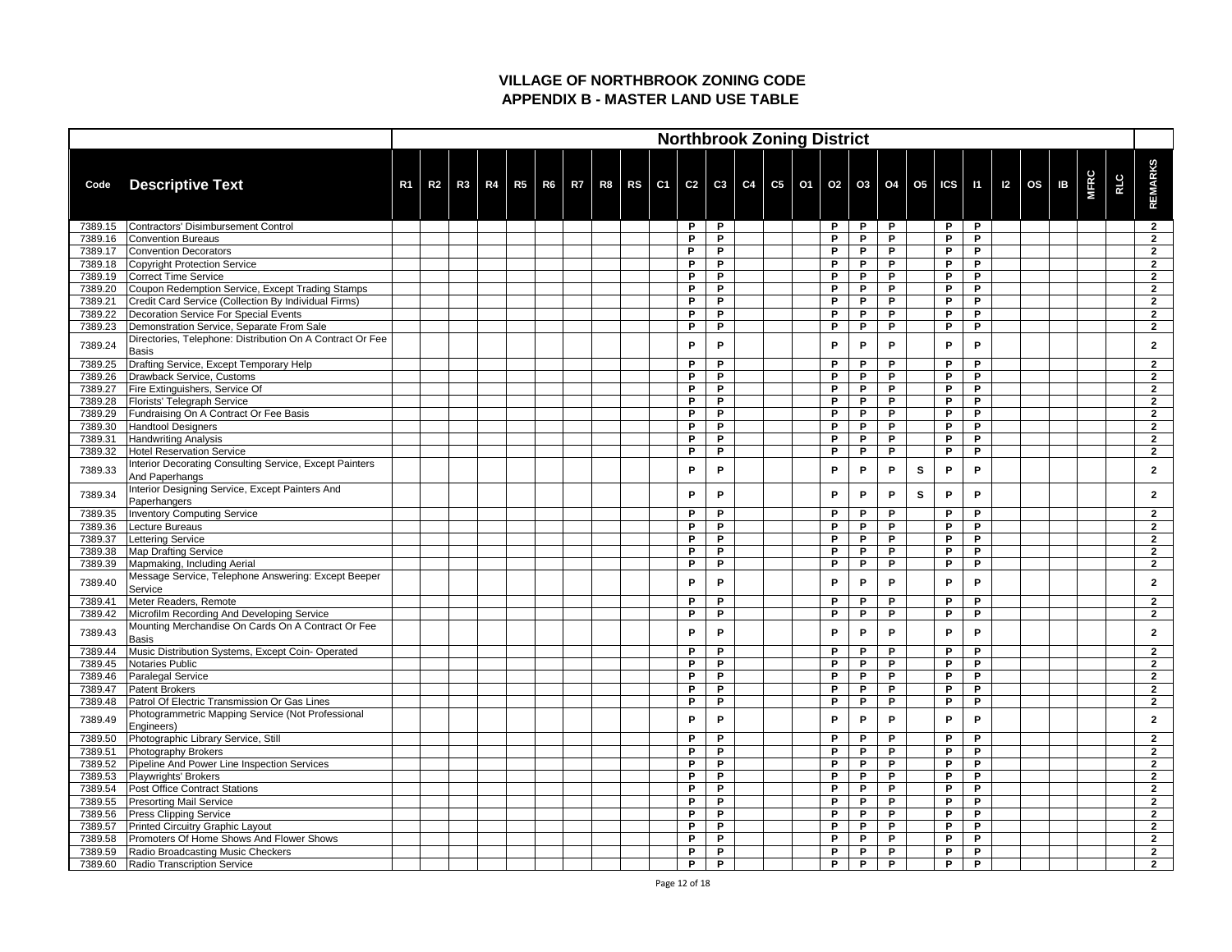# VILLAGE OF NORTHBROOK ZONING CODE
## APPENDIX B - MASTER LAND USE TABLE

| | | Northbrook Zoning District | | | | | | | | | | | | | | | | | | | | | | | | | | | | |
|---|---|---|---|---|---|---|---|---|---|---|---|---|---|---|---|---|---|---|---|---|---|---|---|---|---|---|---|---|---|---|
| Code | Descriptive Text | R1 | R2 | R3 | R4 | R5 | R6 | R7 | R8 | RS | C1 | C2 | C3 | C4 | C5 | O1 | O2 | O3 | O4 | O5 | ICS | I1 | I2 | OS | IB | MFRC | RLC | REMARKS |
| 7389.15 | Contractors' Disimbursement Control | | | | | | | | | | | P | P | | | | P | P | P | | P | P | | | | | | 2 |
| 7389.16 | Convention Bureaus | | | | | | | | | | | P | P | | | | P | P | P | | P | P | | | | | | 2 |
| 7389.17 | Convention Decorators | | | | | | | | | | | P | P | | | | P | P | P | | P | P | | | | | | 2 |
| 7389.18 | Copyright Protection Service | | | | | | | | | | | P | P | | | | P | P | P | | P | P | | | | | | 2 |
| 7389.19 | Correct Time Service | | | | | | | | | | | P | P | | | | P | P | P | | P | P | | | | | | 2 |
| 7389.20 | Coupon Redemption Service, Except Trading Stamps | | | | | | | | | | | P | P | | | | P | P | P | | P | P | | | | | | 2 |
| 7389.21 | Credit Card Service (Collection By Individual Firms) | | | | | | | | | | | P | P | | | | P | P | P | | P | P | | | | | | 2 |
| 7389.22 | Decoration Service For Special Events | | | | | | | | | | | P | P | | | | P | P | P | | P | P | | | | | | 2 |
| 7389.23 | Demonstration Service, Separate From Sale | | | | | | | | | | | P | P | | | | P | P | P | | P | P | | | | | | 2 |
| 7389.24 | Directories, Telephone: Distribution On A Contract Or Fee Basis | | | | | | | | | | | P | P | | | | P | P | P | | P | P | | | | | | 2 |
| 7389.25 | Drafting Service, Except Temporary Help | | | | | | | | | | | P | P | | | | P | P | P | | P | P | | | | | | 2 |
| 7389.26 | Drawback Service, Customs | | | | | | | | | | | P | P | | | | P | P | P | | P | P | | | | | | 2 |
| 7389.27 | Fire Extinguishers, Service Of | | | | | | | | | | | P | P | | | | P | P | P | | P | P | | | | | | 2 |
| 7389.28 | Florists' Telegraph Service | | | | | | | | | | | P | P | | | | P | P | P | | P | P | | | | | | 2 |
| 7389.29 | Fundraising On A Contract Or Fee Basis | | | | | | | | | | | P | P | | | | P | P | P | | P | P | | | | | | 2 |
| 7389.30 | Handtool Designers | | | | | | | | | | | P | P | | | | P | P | P | | P | P | | | | | | 2 |
| 7389.31 | Handwriting Analysis | | | | | | | | | | | P | P | | | | P | P | P | | P | P | | | | | | 2 |
| 7389.32 | Hotel Reservation Service | | | | | | | | | | | P | P | | | | P | P | P | | P | P | | | | | | 2 |
| 7389.33 | Interior Decorating Consulting Service, Except Painters And Paperhangs | | | | | | | | | | | P | P | | | | P | P | P | S | P | P | | | | | | 2 |
| 7389.34 | Interior Designing Service, Except Painters And Paperhangers | | | | | | | | | | | P | P | | | | P | P | P | S | P | P | | | | | | 2 |
| 7389.35 | Inventory Computing Service | | | | | | | | | | | P | P | | | | P | P | P | | P | P | | | | | | 2 |
| 7389.36 | Lecture Bureaus | | | | | | | | | | | P | P | | | | P | P | P | | P | P | | | | | | 2 |
| 7389.37 | Lettering Service | | | | | | | | | | | P | P | | | | P | P | P | | P | P | | | | | | 2 |
| 7389.38 | Map Drafting Service | | | | | | | | | | | P | P | | | | P | P | P | | P | P | | | | | | 2 |
| 7389.39 | Mapmaking, Including Aerial | | | | | | | | | | | P | P | | | | P | P | P | | P | P | | | | | | 2 |
| 7389.40 | Message Service, Telephone Answering: Except Beeper Service | | | | | | | | | | | P | P | | | | P | P | P | | P | P | | | | | | 2 |
| 7389.41 | Meter Readers, Remote | | | | | | | | | | | P | P | | | | P | P | P | | P | P | | | | | | 2 |
| 7389.42 | Microfilm Recording And Developing Service | | | | | | | | | | | P | P | | | | P | P | P | | P | P | | | | | | 2 |
| 7389.43 | Mounting Merchandise On Cards On A Contract Or Fee Basis | | | | | | | | | | | P | P | | | | P | P | P | | P | P | | | | | | 2 |
| 7389.44 | Music Distribution Systems, Except Coin- Operated | | | | | | | | | | | P | P | | | | P | P | P | | P | P | | | | | | 2 |
| 7389.45 | Notaries Public | | | | | | | | | | | P | P | | | | P | P | P | | P | P | | | | | | 2 |
| 7389.46 | Paralegal Service | | | | | | | | | | | P | P | | | | P | P | P | | P | P | | | | | | 2 |
| 7389.47 | Patent Brokers | | | | | | | | | | | P | P | | | | P | P | P | | P | P | | | | | | 2 |
| 7389.48 | Patrol Of Electric Transmission Or Gas Lines | | | | | | | | | | | P | P | | | | P | P | P | | P | P | | | | | | 2 |
| 7389.49 | Photogrammetric Mapping Service (Not Professional Engineers) | | | | | | | | | | | P | P | | | | P | P | P | | P | P | | | | | | 2 |
| 7389.50 | Photographic Library Service, Still | | | | | | | | | | | P | P | | | | P | P | P | | P | P | | | | | | 2 |
| 7389.51 | Photography Brokers | | | | | | | | | | | P | P | | | | P | P | P | | P | P | | | | | | 2 |
| 7389.52 | Pipeline And Power Line Inspection Services | | | | | | | | | | | P | P | | | | P | P | P | | P | P | | | | | | 2 |
| 7389.53 | Playwrights' Brokers | | | | | | | | | | | P | P | | | | P | P | P | | P | P | | | | | | 2 |
| 7389.54 | Post Office Contract Stations | | | | | | | | | | | P | P | | | | P | P | P | | P | P | | | | | | 2 |
| 7389.55 | Presorting Mail Service | | | | | | | | | | | P | P | | | | P | P | P | | P | P | | | | | | 2 |
| 7389.56 | Press Clipping Service | | | | | | | | | | | P | P | | | | P | P | P | | P | P | | | | | | 2 |
| 7389.57 | Printed Circuitry Graphic Layout | | | | | | | | | | | P | P | | | | P | P | P | | P | P | | | | | | 2 |
| 7389.58 | Promoters Of Home Shows And Flower Shows | | | | | | | | | | | P | P | | | | P | P | P | | P | P | | | | | | 2 |
| 7389.59 | Radio Broadcasting Music Checkers | | | | | | | | | | | P | P | | | | P | P | P | | P | P | | | | | | 2 |
| 7389.60 | Radio Transcription Service | | | | | | | | | | | P | P | | | | P | P | P | | P | P | | | | | | 2 |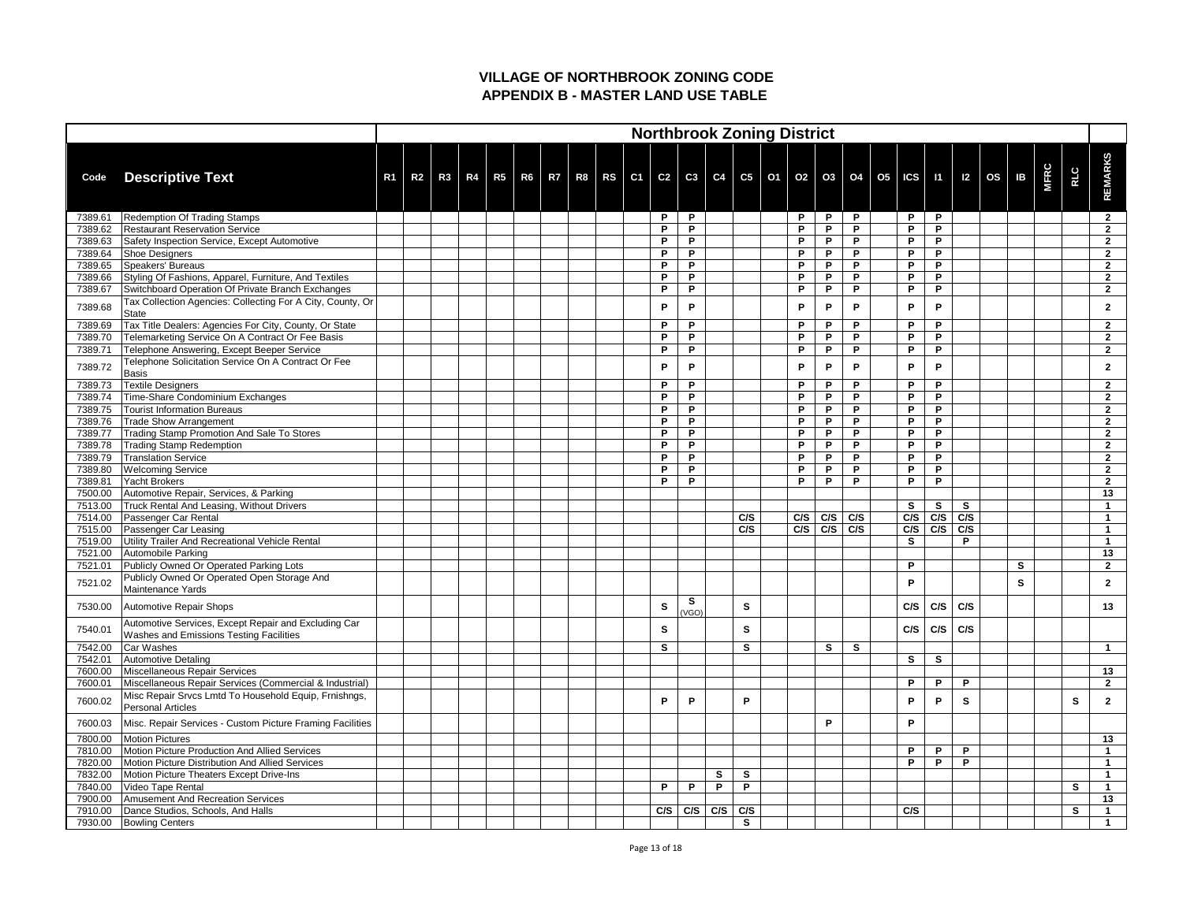# VILLAGE OF NORTHBROOK ZONING CODE
## APPENDIX B - MASTER LAND USE TABLE

| | | Northbrook Zoning District | | | | | | | | | | | | | | | | | | | | | | | | | | |
|---|---|---|---|---|---|---|---|---|---|---|---|---|---|---|---|---|---|---|---|---|---|---|---|---|---|---|---|---|
| Code | Descriptive Text | R1 | R2 | R3 | R4 | R5 | R6 | R7 | R8 | RS | C1 | C2 | C3 | C4 | C5 | O1 | O2 | O3 | O4 | O5 | ICS | I1 | I2 | OS | IB | MFRC | RLC | REMARKS |
| 7389.61 | Redemption Of Trading Stamps | | | | | | | | | | | P | P | | | | P | P | P | | P | P | | | | | | 2 |
| 7389.62 | Restaurant Reservation Service | | | | | | | | | | | P | P | | | | P | P | P | | P | P | | | | | | 2 |
| 7389.63 | Safety Inspection Service, Except Automotive | | | | | | | | | | | P | P | | | | P | P | P | | P | P | | | | | | 2 |
| 7389.64 | Shoe Designers | | | | | | | | | | | P | P | | | | P | P | P | | P | P | | | | | | 2 |
| 7389.65 | Speakers' Bureaus | | | | | | | | | | | P | P | | | | P | P | P | | P | P | | | | | | 2 |
| 7389.66 | Styling Of Fashions, Apparel, Furniture, And Textiles | | | | | | | | | | | P | P | | | | P | P | P | | P | P | | | | | | 2 |
| 7389.67 | Switchboard Operation Of Private Branch Exchanges | | | | | | | | | | | P | P | | | | P | P | P | | P | P | | | | | | 2 |
| 7389.68 | Tax Collection Agencies: Collecting For A City, County, Or State | | | | | | | | | | | P | P | | | | P | P | P | | P | P | | | | | | 2 |
| 7389.69 | Tax Title Dealers: Agencies For City, County, Or State | | | | | | | | | | | P | P | | | | P | P | P | | P | P | | | | | | 2 |
| 7389.70 | Telemarketing Service On A Contract Or Fee Basis | | | | | | | | | | | P | P | | | | P | P | P | | P | P | | | | | | 2 |
| 7389.71 | Telephone Answering, Except Beeper Service | | | | | | | | | | | P | P | | | | P | P | P | | P | P | | | | | | 2 |
| 7389.72 | Telephone Solicitation Service On A Contract Or Fee Basis | | | | | | | | | | | P | P | | | | P | P | P | | P | P | | | | | | 2 |
| 7389.73 | Textile Designers | | | | | | | | | | | P | P | | | | P | P | P | | P | P | | | | | | 2 |
| 7389.74 | Time-Share Condominium Exchanges | | | | | | | | | | | P | P | | | | P | P | P | | P | P | | | | | | 2 |
| 7389.75 | Tourist Information Bureaus | | | | | | | | | | | P | P | | | | P | P | P | | P | P | | | | | | 2 |
| 7389.76 | Trade Show Arrangement | | | | | | | | | | | P | P | | | | P | P | P | | P | P | | | | | | 2 |
| 7389.77 | Trading Stamp Promotion And Sale To Stores | | | | | | | | | | | P | P | | | | P | P | P | | P | P | | | | | | 2 |
| 7389.78 | Trading Stamp Redemption | | | | | | | | | | | P | P | | | | P | P | P | | P | P | | | | | | 2 |
| 7389.79 | Translation Service | | | | | | | | | | | P | P | | | | P | P | P | | P | P | | | | | | 2 |
| 7389.80 | Welcoming Service | | | | | | | | | | | P | P | | | | P | P | P | | P | P | | | | | | 2 |
| 7389.81 | Yacht Brokers | | | | | | | | | | | P | P | | | | P | P | P | | P | P | | | | | | 2 |
| 7500.00 | Automotive Repair, Services, & Parking | | | | | | | | | | | | | | | | | | | | | | | | | | | 13 |
| 7513.00 | Truck Rental And Leasing, Without Drivers | | | | | | | | | | | | | | | | | | | | S | S | S | | | | | 1 |
| 7514.00 | Passenger Car Rental | | | | | | | | | | | | | | C/S | | C/S | C/S | C/S | | C/S | C/S | C/S | | | | | 1 |
| 7515.00 | Passenger Car Leasing | | | | | | | | | | | | | | C/S | | C/S | C/S | C/S | | C/S | C/S | C/S | | | | | 1 |
| 7519.00 | Utility Trailer And Recreational Vehicle Rental | | | | | | | | | | | | | | | | | | | | S | | P | | | | | 1 |
| 7521.00 | Automobile Parking | | | | | | | | | | | | | | | | | | | | | | | | | | | 13 |
| 7521.01 | Publicly Owned Or Operated Parking Lots | | | | | | | | | | | | | | | | | | | | P | | | | S | | | 2 |
| 7521.02 | Publicly Owned Or Operated Open Storage And Maintenance Yards | | | | | | | | | | | | | | | | | | | | P | | | | S | | | 2 |
| 7530.00 | Automotive Repair Shops | | | | | | | | | | | S | S (VGO) | | S | | | | | | C/S | C/S | C/S | | | | | 13 |
| 7540.01 | Automotive Services, Except Repair and Excluding Car Washes and Emissions Testing Facilities | | | | | | | | | | | S | | | S | | | | | | C/S | C/S | C/S | | | | | |
| 7542.00 | Car Washes | | | | | | | | | | | S | | | S | | | S | S | | | | | | | | | 1 |
| 7542.01 | Automotive Detaling | | | | | | | | | | | | | | | | | | | | S | S | | | | | | |
| 7600.00 | Miscellaneous Repair Services | | | | | | | | | | | | | | | | | | | | | | | | | | | 13 |
| 7600.01 | Miscellaneous Repair Services (Commercial & Industrial) | | | | | | | | | | | | | | | | | | | | P | P | P | | | | | 2 |
| 7600.02 | Misc Repair Srvcs Lmtd To Household Equip, Frnishngs, Personal Articles | | | | | | | | | | | P | P | | P | | | | | | P | P | S | | | | S | 2 |
| 7600.03 | Misc. Repair Services - Custom Picture Framing Facilities | | | | | | | | | | | | | | | | | P | | | P | | | | | | | |
| 7800.00 | Motion Pictures | | | | | | | | | | | | | | | | | | | | | | | | | | | 13 |
| 7810.00 | Motion Picture Production And Allied Services | | | | | | | | | | | | | | | | | | | | P | P | P | | | | | 1 |
| 7820.00 | Motion Picture Distribution And Allied Services | | | | | | | | | | | | | | | | | | | | P | P | P | | | | | 1 |
| 7832.00 | Motion Picture Theaters Except Drive-Ins | | | | | | | | | | | | | S | S | | | | | | | | | | | | | 1 |
| 7840.00 | Video Tape Rental | | | | | | | | | | | P | P | P | P | | | | | | | | | | | | S | 1 |
| 7900.00 | Amusement And Recreation Services | | | | | | | | | | | | | | | | | | | | | | | | | | | 13 |
| 7910.00 | Dance Studios, Schools, And Halls | | | | | | | | | | | C/S | C/S | C/S | C/S | | | | | | C/S | | | | | | S | 1 |
| 7930.00 | Bowling Centers | | | | | | | | | | | | | | S | | | | | | | | | | | | | 1 |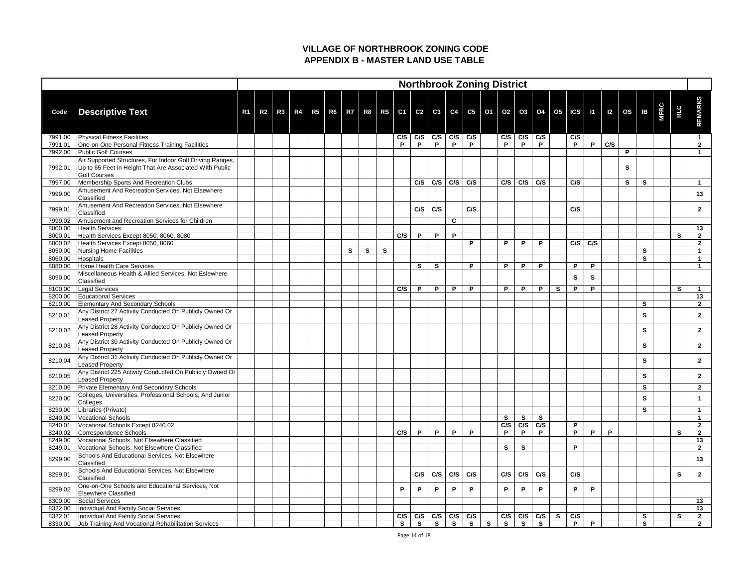# VILLAGE OF NORTHBROOK ZONING CODE
## APPENDIX B - MASTER LAND USE TABLE

| | | Northbrook Zoning District | | | | | | | | | | | | | | | | | | | | | | | | | | |
|---|---|---|---|---|---|---|---|---|---|---|---|---|---|---|---|---|---|---|---|---|---|---|---|---|---|---|---|---|
| Code | Descriptive Text | R1 | R2 | R3 | R4 | R5 | R6 | R7 | R8 | RS | C1 | C2 | C3 | C4 | C5 | O1 | O2 | O3 | O4 | O5 | ICS | I1 | I2 | OS | IB | MFRC | RLC | REMARKS |
| 7991.00 | Physical Fitness Facilities | | | | | | | | | | C/S | C/S | C/S | C/S | C/S | | C/S | C/S | C/S | | C/S | | | | | | | 1 |
| 7991.01 | One-on-One Personal Fitness Training Facilities | | | | | | | | | | P | P | P | P | P | | P | P | P | | P | P | C/S | | | | | 2 |
| 7992.00 | Public Golf Courses | | | | | | | | | | | | | | | | | | | | | | | P | | | | 1 |
| 7992.01 | Air Supported Structures, For Indoor Golf Driving Ranges, Up to 65 Feet In Height That Are Associated With Public Golf Courses | | | | | | | | | | | | | | | | | | | | | | | S | | | | |
| 7997.00 | Membership Sports And Recreation Clubs | | | | | | | | | | | C/S | C/S | C/S | C/S | | C/S | C/S | C/S | | C/S | | | S | S | | | 1 |
| 7999.00 | Amusement And Recreation Services, Not Elsewhere Classified | | | | | | | | | | | | | | | | | | | | | | | | | | | 13 |
| 7999.01 | Amusement And Recreation Services, Not Elsewhere Classified | | | | | | | | | | | C/S | C/S | | C/S | | | | | | C/S | | | | | | | 2 |
| 7999.02 | Amusement and Recreation Services for Children | | | | | | | | | | | | | C | | | | | | | | | | | | | | |
| 8000.00 | Health Services | | | | | | | | | | | | | | | | | | | | | | | | | | | 13 |
| 8000.01 | Health Services Except 8050, 8060, 8080 | | | | | | | | | | C/S | P | P | P | | | | | | | | | | | | | S | 2 |
| 8000.02 | Health Services Except 8050, 8060 | | | | | | | | | | | | | | P | | P | P | P | | C/S | C/S | | | | | | 2 |
| 8050.00 | Nursing Home Facilities | | | | | | | S | S | S | | | | | | | | | | | | | | | S | | | 1 |
| 8060.00 | Hospitals | | | | | | | | | | | | | | | | | | | | | | | | S | | | 1 |
| 8080.00 | Home Health Care Services | | | | | | | | | | | S | S | | P | | P | P | P | | P | P | | | | | | 1 |
| 8090.00 | Miscellaneous Health & Allied Services, Not Eslewhere Classified | | | | | | | | | | | | | | | | | | | | S | S | | | | | | |
| 8100.00 | Legal Services | | | | | | | | | | C/S | P | P | P | P | | P | P | P | S | P | P | | | | | S | 1 |
| 8200.00 | Educational Services | | | | | | | | | | | | | | | | | | | | | | | | | | | 13 |
| 8210.00 | Elementary And Secondary Schools | | | | | | | | | | | | | | | | | | | | | | | | S | | | 2 |
| 8210.01 | Any District 27 Activity Conducted On Publicly Owned Or Leased Property | | | | | | | | | | | | | | | | | | | | | | | | S | | | 2 |
| 8210.02 | Any District 28 Activity Conducted On Publicly Owned Or Leased Property | | | | | | | | | | | | | | | | | | | | | | | | S | | | 2 |
| 8210.03 | Any District 30 Activity Conducted On Publicly Owned Or Leased Property | | | | | | | | | | | | | | | | | | | | | | | | S | | | 2 |
| 8210.04 | Any District 31 Activity Conducted On Publicly Owned Or Leased Property | | | | | | | | | | | | | | | | | | | | | | | | S | | | 2 |
| 8210.05 | Any District 225 Activity Conducted On Publicly Owned Or Leased Property | | | | | | | | | | | | | | | | | | | | | | | | S | | | 2 |
| 8210.06 | Private Elementary And Secondary Schools | | | | | | | | | | | | | | | | | | | | | | | | S | | | 2 |
| 8220.00 | Colleges, Universities, Professional Schools, And Junior Colleges | | | | | | | | | | | | | | | | | | | | | | | | S | | | 1 |
| 8230.00 | Libraries (Private) | | | | | | | | | | | | | | | | | | | | | | | | S | | | 1 |
| 8240.00 | Vocational Schools | | | | | | | | | | | | | | | | S | S | S | | | | | | | | | 1 |
| 8240.01 | Vocational Schools Except 8240.02 | | | | | | | | | | | | | | | | C/S | C/S | C/S | | P | | | | | | | 2 |
| 8240.02 | Correspondence Schools | | | | | | | | | | C/S | P | P | P | P | | P | P | P | | P | P | P | | | | S | 2 |
| 8249.00 | Vocational Schools, Not Elsewhere Classified | | | | | | | | | | | | | | | | | | | | | | | | | | | 13 |
| 8249.01 | Vocational Schools, Not Elsewhere Classified | | | | | | | | | | | | | | | | S | S | | | P | | | | | | | 2 |
| 8299.00 | Schools And Educational Services, Not Elsewhere Classified | | | | | | | | | | | | | | | | | | | | | | | | | | | 13 |
| 8299.01 | Schools And Educational Services, Not Elsewhere Classified | | | | | | | | | | | C/S | C/S | C/S | C/S | | C/S | C/S | C/S | | C/S | | | | | | S | 2 |
| 8299.02 | One-on-One Schools and Educational Services, Not Elsewhere Classified | | | | | | | | | | P | P | P | P | P | | P | P | P | | P | P | | | | | | |
| 8300.00 | Social Services | | | | | | | | | | | | | | | | | | | | | | | | | | | 13 |
| 8322.00 | Individual And Family Social Services | | | | | | | | | | | | | | | | | | | | | | | | | | | 13 |
| 8322.01 | Individual And Family Social Services | | | | | | | | | | C/S | C/S | C/S | C/S | C/S | | C/S | C/S | C/S | S | C/S | | | | S | | S | 2 |
| 8330.00 | Job Training And Vocational Rehabilitation Services | | | | | | | | | | S | S | S | S | S | S | S | S | S | | P | P | | | S | | | 2 |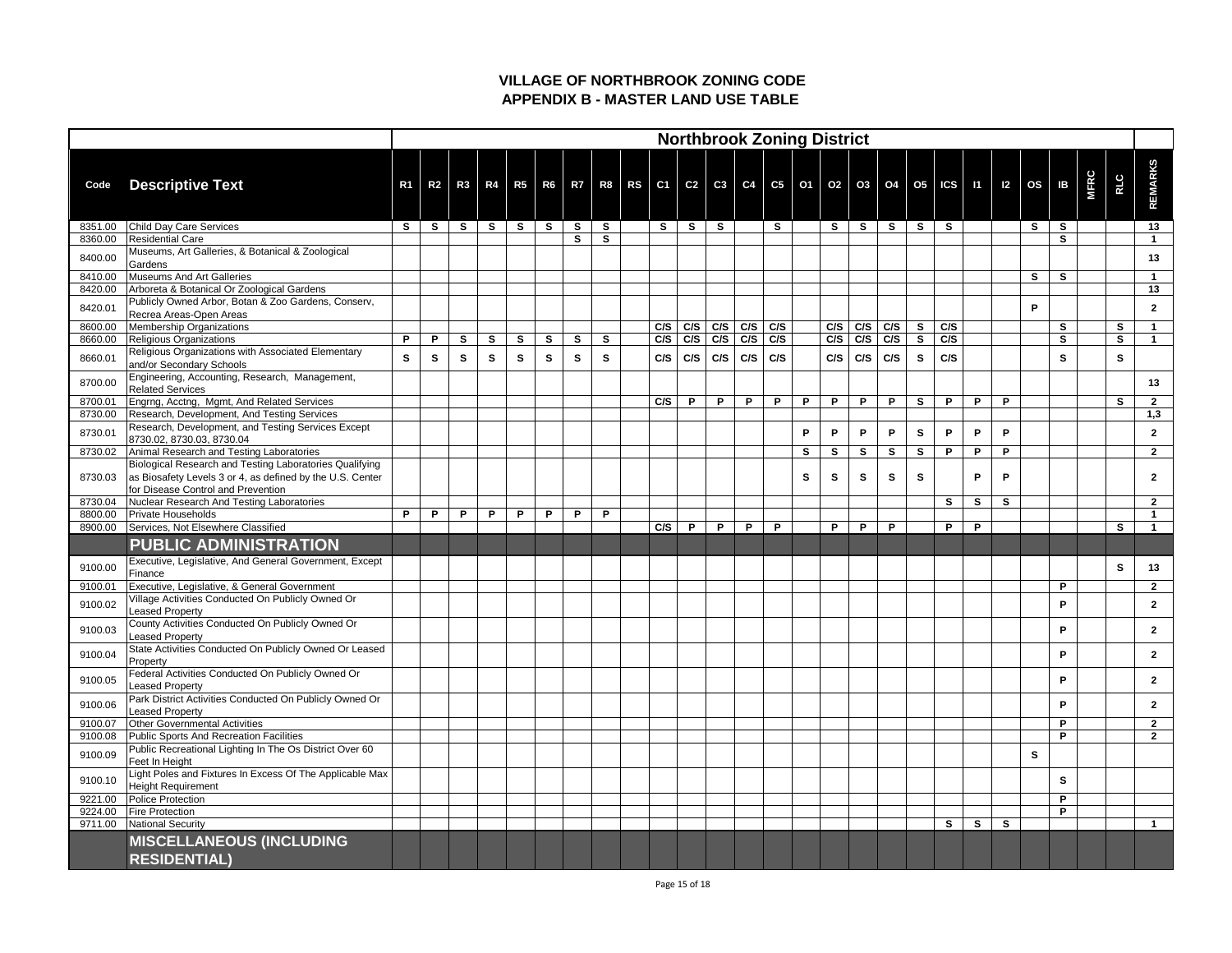# VILLAGE OF NORTHBROOK ZONING CODE
## APPENDIX B - MASTER LAND USE TABLE

| | | Northbrook Zoning District | | | | | | | | | | | | | | | | | | | | | | | | | | |
|---|---|---|---|---|---|---|---|---|---|---|---|---|---|---|---|---|---|---|---|---|---|---|---|---|---|---|---|---|
| **Code** | **Descriptive Text** | **R1** | **R2** | **R3** | **R4** | **R5** | **R6** | **R7** | **R8** | **RS** | **C1** | **C2** | **C3** | **C4** | **C5** | **O1** | **O2** | **O3** | **O4** | **O5** | **ICS** | **I1** | **I2** | **OS** | **IB** | **MFRC** | **RLC** | **REMARKS** |
| 8351.00 | Child Day Care Services | S | S | S | S | S | S | S | S | | S | S | S | | S | | S | S | S | S | S | | | S | S | | | 13 |
| 8360.00 | Residential Care | | | | | | | S | S | | | | | | | | | | | | | | | | S | | | 1 |
| 8400.00 | Museums, Art Galleries, & Botanical & Zoological Gardens | | | | | | | | | | | | | | | | | | | | | | | | | | | 13 |
| 8410.00 | Museums And Art Galleries | | | | | | | | | | | | | | | | | | | | | | | S | S | | | 1 |
| 8420.00 | Arboreta & Botanical Or Zoological Gardens | | | | | | | | | | | | | | | | | | | | | | | | | | | 13 |
| 8420.01 | Publicly Owned Arbor, Botan & Zoo Gardens, Conserv, Recrea Areas-Open Areas | | | | | | | | | | | | | | | | | | | | | | | P | | | | 2 |
| 8600.00 | Membership Organizations | | | | | | | | | | C/S | C/S | C/S | C/S | C/S | | C/S | C/S | C/S | S | C/S | | | | S | | S | 1 |
| 8660.00 | Religious Organizations | P | P | S | S | S | S | S | S | | C/S | C/S | C/S | C/S | C/S | | C/S | C/S | C/S | S | C/S | | | | S | | S | 1 |
| 8660.01 | Religious Organizations with Associated Elementary and/or Secondary Schools | S | S | S | S | S | S | S | S | | C/S | C/S | C/S | C/S | C/S | | C/S | C/S | C/S | S | C/S | | | | S | | S | |
| 8700.00 | Engineering, Accounting, Research, Management, Related Services | | | | | | | | | | | | | | | | | | | | | | | | | | | 13 |
| 8700.01 | Engrng, Acctng, Mgmt, And Related Services | | | | | | | | | | C/S | P | P | P | P | P | P | P | P | S | P | P | P | | | | S | 2 |
| 8730.00 | Research, Development, And Testing Services | | | | | | | | | | | | | | | | | | | | | | | | | | | 1,3 |
| 8730.01 | Research, Development, and Testing Services Except 8730.02, 8730.03, 8730.04 | | | | | | | | | | | | | | | P | P | P | P | S | P | P | P | | | | | 2 |
| 8730.02 | Animal Research and Testing Laboratories | | | | | | | | | | | | | | | S | S | S | S | S | P | P | P | | | | | 2 |
| 8730.03 | Biological Research and Testing Laboratories Qualifying as Biosafety Levels 3 or 4, as defined by the U.S. Center for Disease Control and Prevention | | | | | | | | | | | | | | | S | S | S | S | S | | P | P | | | | | 2 |
| 8730.04 | Nuclear Research And Testing Laboratories | | | | | | | | | | | | | | | | | | | | S | S | S | | | | | 2 |
| 8800.00 | Private Households | P | P | P | P | P | P | P | P | | | | | | | | | | | | | | | | | | | 1 |
| 8900.00 | Services, Not Elsewhere Classified | | | | | | | | | | C/S | P | P | P | P | | P | P | P | | P | P | | | | | S | 1 |
| | **PUBLIC ADMINISTRATION** | | | | | | | | | | | | | | | | | | | | | | | | | | | |
| 9100.00 | Executive, Legislative, And General Government, Except Finance | | | | | | | | | | | | | | | | | | | | | | | | | | S | 13 |
| 9100.01 | Executive, Legislative, & General Government | | | | | | | | | | | | | | | | | | | | | | | | P | | | 2 |
| 9100.02 | Village Activities Conducted On Publicly Owned Or Leased Property | | | | | | | | | | | | | | | | | | | | | | | | P | | | 2 |
| 9100.03 | County Activities Conducted On Publicly Owned Or Leased Property | | | | | | | | | | | | | | | | | | | | | | | | P | | | 2 |
| 9100.04 | State Activities Conducted On Publicly Owned Or Leased Property | | | | | | | | | | | | | | | | | | | | | | | | P | | | 2 |
| 9100.05 | Federal Activities Conducted On Publicly Owned Or Leased Property | | | | | | | | | | | | | | | | | | | | | | | | P | | | 2 |
| 9100.06 | Park District Activities Conducted On Publicly Owned Or Leased Property | | | | | | | | | | | | | | | | | | | | | | | | P | | | 2 |
| 9100.07 | Other Governmental Activities | | | | | | | | | | | | | | | | | | | | | | | | P | | | 2 |
| 9100.08 | Public Sports And Recreation Facilities | | | | | | | | | | | | | | | | | | | | | | | | P | | | 2 |
| 9100.09 | Public Recreational Lighting In The Os District Over 60 Feet In Height | | | | | | | | | | | | | | | | | | | | | | | S | | | | |
| 9100.10 | Light Poles and Fixtures In Excess Of The Applicable Max Height Requirement | | | | | | | | | | | | | | | | | | | | | | | | S | | | |
| 9221.00 | Police Protection | | | | | | | | | | | | | | | | | | | | | | | | P | | | |
| 9224.00 | Fire Protection | | | | | | | | | | | | | | | | | | | | | | | | P | | | |
| 9711.00 | National Security | | | | | | | | | | | | | | | | | | | | S | S | S | | | | | 1 |
| | **MISCELLANEOUS (INCLUDING RESIDENTIAL)** | | | | | | | | | | | | | | | | | | | | | | | | | | | |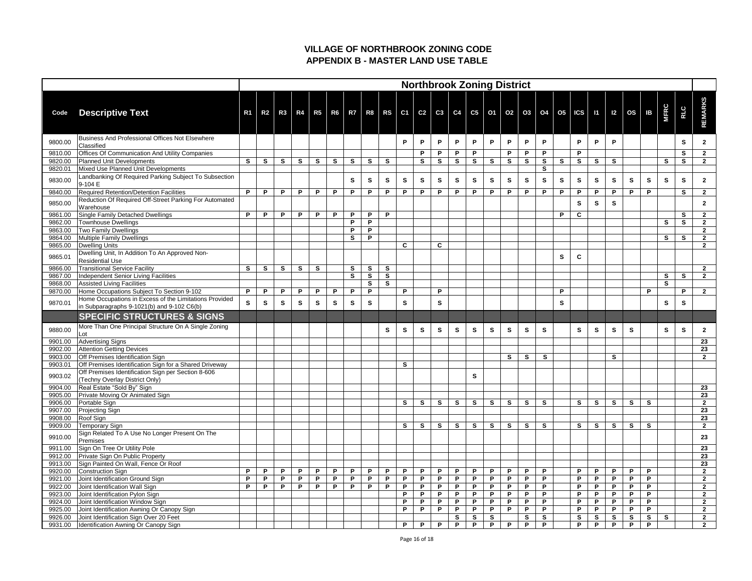# VILLAGE OF NORTHBROOK ZONING CODE
## APPENDIX B - MASTER LAND USE TABLE

| | | Northbrook Zoning District | | | | | | | | | | | | | | | | | | | | | | | | | |
|---|---|---|---|---|---|---|---|---|---|---|---|---|---|---|---|---|---|---|---|---|---|---|---|---|---|---|---|
| Code | Descriptive Text | R1 | R2 | R3 | R4 | R5 | R6 | R7 | R8 | RS | C1 | C2 | C3 | C4 | C5 | O1 | O2 | O3 | O4 | O5 | ICS | I1 | I2 | OS | IB | MFRC | RLC | REMARKS |
| 9800.00 | Business And Professional Offices Not Elsewhere Classified | | | | | | | | | | P | P | P | P | P | P | P | P | P | | P | P | P | | | | S | 2 |
| 9810.00 | Offices Of Communication And Utility Companies | | | | | | | | | | | P | P | P | P | | P | P | P | | P | | | | | | S | 2 |
| 9820.00 | Planned Unit Developments | S | S | S | S | S | S | S | S | S | | S | S | S | S | S | S | S | S | S | S | S | S | | | S | S | 2 |
| 9820.01 | Mixed Use Planned Unit Developments | | | | | | | | | | | | | | | | | | S | | | | | | | | | |
| 9830.00 | Landbanking Of Required Parking Subject To Subsection 9-104 E | | | | | | | S | S | S | S | S | S | S | S | S | S | S | S | S | S | S | S | S | S | S | S | 2 |
| 9840.00 | Required Retention/Detention Facilities | P | P | P | P | P | P | P | P | P | P | P | P | P | P | P | P | P | P | P | P | P | P | P | P | | S | 2 |
| 9850.00 | Reduction Of Required Off-Street Parking For Automated Warehouse | | | | | | | | | | | | | | | | | | | | S | S | S | | | | | 2 |
| 9861.00 | Single Family Detached Dwellings | P | P | P | P | P | P | P | P | P | | | | | | | | | | P | C | | | | | | S | 2 |
| 9862.00 | Townhouse Dwellings | | | | | | | P | P | | | | | | | | | | | | | | | | | S | S | 2 |
| 9863.00 | Two Family Dwellings | | | | | | | P | P | | | | | | | | | | | | | | | | | | | 2 |
| 9864.00 | Multiple Family Dwellings | | | | | | | S | P | | | | | | | | | | | | | | | | | S | S | 2 |
| 9865.00 | Dwelling Units | | | | | | | | | | C | | C | | | | | | | | | | | | | | | 2 |
| 9865.01 | Dwelling Unit, In Addition To An Approved Non-Residential Use | | | | | | | | | | | | | | | | | | | S | C | | | | | | | |
| 9866.00 | Transitional Service Facility | S | S | S | S | S | | S | S | S | | | | | | | | | | | | | | | | | | 2 |
| 9867.00 | Independent Senior Living Facilities | | | | | | | S | S | S | | | | | | | | | | | | | | | | S | S | 2 |
| 9868.00 | Assisted Living Facilities | | | | | | | | S | S | | | | | | | | | | | | | | | | S | | |
| 9870.00 | Home Occupations Subject To Section 9-102 | P | P | P | P | P | P | P | P | | P | | P | | | | | | | P | | | | | P | | P | 2 |
| 9870.01 | Home Occupations in Excess of the Limitations Provided in Subparagraphs 9-1021(b) and 9-102 C6(b) | S | S | S | S | S | S | S | S | | S | | S | | | | | | | S | | | | | | S | S | |
| | **SPECIFIC STRUCTURES & SIGNS** | | | | | | | | | | | | | | | | | | | | | | | | | | | |
| 9880.00 | More Than One Principal Structure On A Single Zoning Lot | | | | | | | | | S | S | S | S | S | S | S | S | S | S | | S | S | S | S | | S | S | 2 |
| 9901.00 | Advertising Signs | | | | | | | | | | | | | | | | | | | | | | | | | | | 23 |
| 9902.00 | Attention Getting Devices | | | | | | | | | | | | | | | | | | | | | | | | | | | 23 |
| 9903.00 | Off Premises Identification Sign | | | | | | | | | | | | | | | | S | S | S | | | | S | | | | | 2 |
| 9903.01 | Off Premises Identification Sign for a Shared Driveway | | | | | | | | | | S | | | | | | | | | | | | | | | | | |
| 9903.02 | Off Premises Identification Sign per Section 8-606 (Techny Overlay District Only) | | | | | | | | | | | | | | S | | | | | | | | | | | | | |
| 9904.00 | Real Estate "Sold By" Sign | | | | | | | | | | | | | | | | | | | | | | | | | | | 23 |
| 9905.00 | Private Moving Or Animated Sign | | | | | | | | | | | | | | | | | | | | | | | | | | | 23 |
| 9906.00 | Portable Sign | | | | | | | | | | S | S | S | S | S | S | S | S | S | | S | S | S | S | S | | | 2 |
| 9907.00 | Projecting Sign | | | | | | | | | | | | | | | | | | | | | | | | | | | 23 |
| 9908.00 | Roof Sign | | | | | | | | | | | | | | | | | | | | | | | | | | | 23 |
| 9909.00 | Temporary Sign | | | | | | | | | | S | S | S | S | S | S | S | S | S | | S | S | S | S | S | | | 2 |
| 9910.00 | Sign Related To A Use No Longer Present On The Premises | | | | | | | | | | | | | | | | | | | | | | | | | | | 23 |
| 9911.00 | Sign On Tree Or Utility Pole | | | | | | | | | | | | | | | | | | | | | | | | | | | 23 |
| 9912.00 | Private Sign On Public Property | | | | | | | | | | | | | | | | | | | | | | | | | | | 23 |
| 9913.00 | Sign Painted On Wall, Fence Or Roof | | | | | | | | | | | | | | | | | | | | | | | | | | | 23 |
| 9920.00 | Construction Sign | P | P | P | P | P | P | P | P | P | P | P | P | P | P | P | P | P | P | | P | P | P | P | P | | | 2 |
| 9921.00 | Joint Identification Ground Sign | P | P | P | P | P | P | P | P | P | P | P | P | P | P | P | P | P | P | | P | P | P | P | P | | | 2 |
| 9922.00 | Joint Identification Wall Sign | P | P | P | P | P | P | P | P | P | P | P | P | P | P | P | P | P | P | | P | P | P | P | P | | | 2 |
| 9923.00 | Joint Identification Pylon Sign | | | | | | | | | | P | P | P | P | P | P | P | P | P | | P | P | P | P | P | | | 2 |
| 9924.00 | Joint Identification Window Sign | | | | | | | | | | P | P | P | P | P | P | P | P | P | | P | P | P | P | P | | | 2 |
| 9925.00 | Joint Identification Awning Or Canopy Sign | | | | | | | | | | P | P | P | P | P | P | P | P | P | | P | P | P | P | P | | | 2 |
| 9926.00 | Joint Identification Sign Over 20 Feet | | | | | | | | | | | | | S | S | S | | S | S | | S | S | S | S | S | S | | 2 |
| 9931.00 | Identification Awning Or Canopy Sign | | | | | | | | | | P | P | P | P | P | P | P | P | P | | P | P | P | P | P | | | 2 |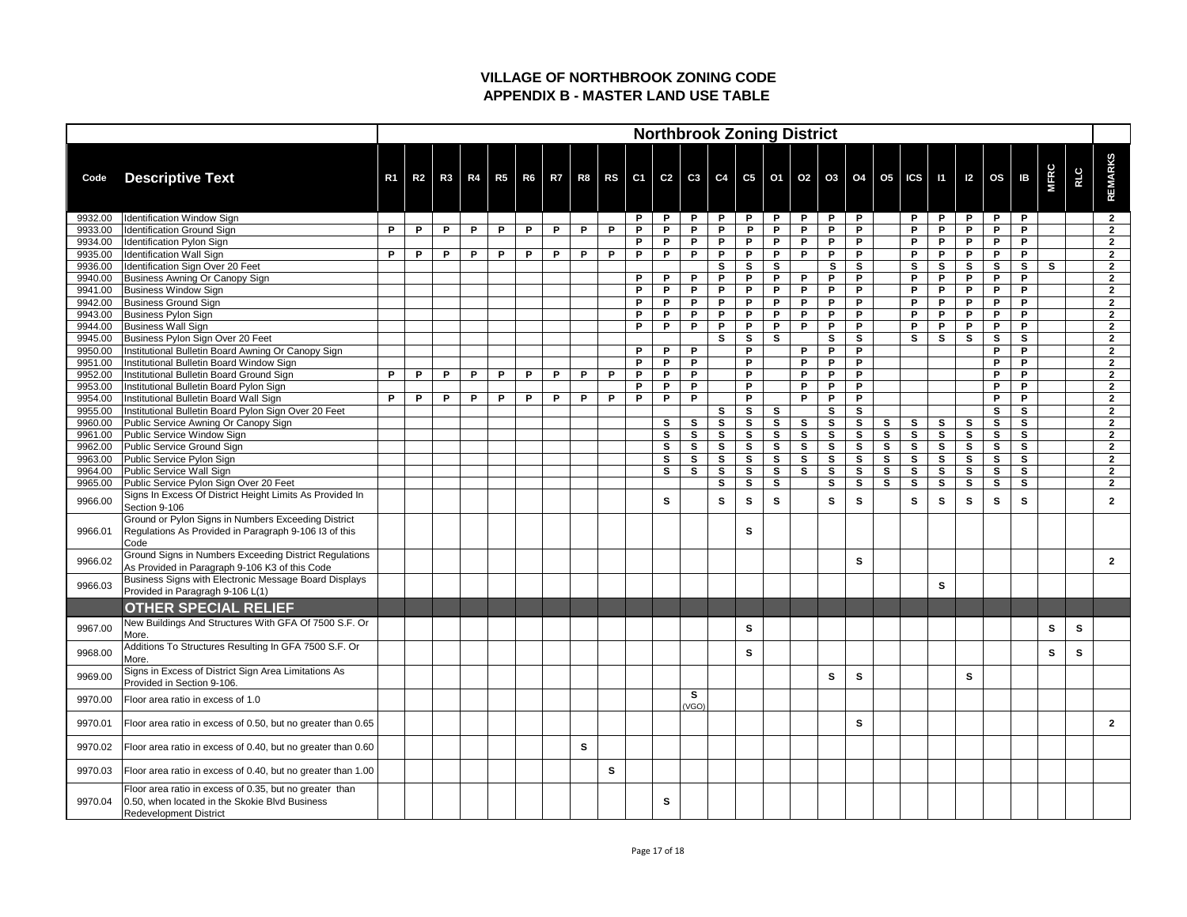# VILLAGE OF NORTHBROOK ZONING CODE
# APPENDIX B - MASTER LAND USE TABLE

| | | Northbrook Zoning District | | | | | | | | | | | | | | | | | | | | | | | | | |
|---|---|---|---|---|---|---|---|---|---|---|---|---|---|---|---|---|---|---|---|---|---|---|---|---|---|---|---|
| **Code** | **Descriptive Text** | **R1** | **R2** | **R3** | **R4** | **R5** | **R6** | **R7** | **R8** | **RS** | **C1** | **C2** | **C3** | **C4** | **C5** | **O1** | **O2** | **O3** | **O4** | **O5** | **ICS** | **I1** | **I2** | **OS** | **IB** | **MFRC** | **RLC** | **REMARKS** |
| 9932.00 | Identification Window Sign | | | | | | | | | | P | P | P | P | P | P | P | P | P | | P | P | P | P | P | | | 2 |
| 9933.00 | Identification Ground Sign | P | P | P | P | P | P | P | P | P | P | P | P | P | P | P | P | P | P | | P | P | P | P | P | | | 2 |
| 9934.00 | Identification Pylon Sign | | | | | | | | | | P | P | P | P | P | P | P | P | P | | P | P | P | P | P | | | 2 |
| 9935.00 | Identification Wall Sign | P | P | P | P | P | P | P | P | P | P | P | P | P | P | P | P | P | P | | P | P | P | P | P | | | 2 |
| 9936.00 | Identification Sign Over 20 Feet | | | | | | | | | | | | | S | S | S | | S | S | | S | S | S | S | S | S | | 2 |
| 9940.00 | Business Awning Or Canopy Sign | | | | | | | | | | P | P | P | P | P | P | P | P | P | | P | P | P | P | P | | | 2 |
| 9941.00 | Business Window Sign | | | | | | | | | | P | P | P | P | P | P | P | P | P | | P | P | P | P | P | | | 2 |
| 9942.00 | Business Ground Sign | | | | | | | | | | P | P | P | P | P | P | P | P | P | | P | P | P | P | P | | | 2 |
| 9943.00 | Business Pylon Sign | | | | | | | | | | P | P | P | P | P | P | P | P | P | | P | P | P | P | P | | | 2 |
| 9944.00 | Business Wall Sign | | | | | | | | | | P | P | P | P | P | P | P | P | P | | P | P | P | P | P | | | 2 |
| 9945.00 | Business Pylon Sign Over 20 Feet | | | | | | | | | | | | | S | S | S | | S | S | | S | S | S | S | S | | | 2 |
| 9950.00 | Institutional Bulletin Board Awning Or Canopy Sign | | | | | | | | | | P | P | P | | P | | P | P | P | | | | | P | P | | | 2 |
| 9951.00 | Institutional Bulletin Board Window Sign | | | | | | | | | | P | P | P | | P | | P | P | P | | | | | P | P | | | 2 |
| 9952.00 | Institutional Bulletin Board Ground Sign | P | P | P | P | P | P | P | P | P | P | P | P | | P | | P | P | P | | | | | P | P | | | 2 |
| 9953.00 | Institutional Bulletin Board Pylon Sign | | | | | | | | | | P | P | P | | P | | P | P | P | | | | | P | P | | | 2 |
| 9954.00 | Institutional Bulletin Board Wall Sign | P | P | P | P | P | P | P | P | P | P | P | P | | P | | P | P | P | | | | | P | P | | | 2 |
| 9955.00 | Institutional Bulletin Board Pylon Sign Over 20 Feet | | | | | | | | | | | | | S | S | S | | S | S | | | | | S | S | | | 2 |
| 9960.00 | Public Service Awning Or Canopy Sign | | | | | | | | | | | S | S | S | S | S | S | S | S | S | S | S | S | S | S | | | 2 |
| 9961.00 | Public Service Window Sign | | | | | | | | | | | S | S | S | S | S | S | S | S | S | S | S | S | S | S | | | 2 |
| 9962.00 | Public Service Ground Sign | | | | | | | | | | | S | S | S | S | S | S | S | S | S | S | S | S | S | S | | | 2 |
| 9963.00 | Public Service Pylon Sign | | | | | | | | | | | S | S | S | S | S | S | S | S | S | S | S | S | S | S | | | 2 |
| 9964.00 | Public Service Wall Sign | | | | | | | | | | | S | S | S | S | S | S | S | S | S | S | S | S | S | S | | | 2 |
| 9965.00 | Public Service Pylon Sign Over 20 Feet | | | | | | | | | | | | | S | S | S | | S | S | S | S | S | S | S | S | | | 2 |
| 9966.00 | Signs In Excess Of District Height Limits As Provided In Section 9-106 | | | | | | | | | | | S | | S | S | S | | S | S | | S | S | S | S | S | | | 2 |
| 9966.01 | Ground or Pylon Signs in Numbers Exceeding District Regulations As Provided in Paragraph 9-106 I3 of this Code | | | | | | | | | | | | | | S | | | | | | | | | | | | | |
| 9966.02 | Ground Signs in Numbers Exceeding District Regulations As Provided in Paragraph 9-106 K3 of this Code | | | | | | | | | | | | | | | | | | S | | | | | | | | | 2 |
| 9966.03 | Business Signs with Electronic Message Board Displays Provided in Paragragh 9-106 L(1) | | | | | | | | | | | | | | | | | | | | | S | | | | | | |
| | **OTHER SPECIAL RELIEF** | | | | | | | | | | | | | | | | | | | | | | | | | | | |
| 9967.00 | New Buildings And Structures With GFA Of 7500 S.F. Or More. | | | | | | | | | | | | | | S | | | | | | | | | | | S | S | |
| 9968.00 | Additions To Structures Resulting In GFA 7500 S.F. Or More. | | | | | | | | | | | | | | S | | | | | | | | | | | S | S | |
| 9969.00 | Signs in Excess of District Sign Area Limitations As Provided in Section 9-106. | | | | | | | | | | | | | | | | | S | S | | | | S | | | | | |
| 9970.00 | Floor area ratio in excess of 1.0 | | | | | | | | | | | | S (VGO) | | | | | | | | | | | | | | | |
| 9970.01 | Floor area ratio in excess of 0.50, but no greater than 0.65 | | | | | | | | | | | | | | | | | | S | | | | | | | | | 2 |
| 9970.02 | Floor area ratio in excess of 0.40, but no greater than 0.60 | | | | | | | | S | | | | | | | | | | | | | | | | | | | |
| 9970.03 | Floor area ratio in excess of 0.40, but no greater than 1.00 | | | | | | | | | S | | | | | | | | | | | | | | | | | | |
| 9970.04 | Floor area ratio in excess of 0.35, but no greater than 0.50, when located in the Skokie Blvd Business Redevelopment District | | | | | | | | | | | S | | | | | | | | | | | | | | | | |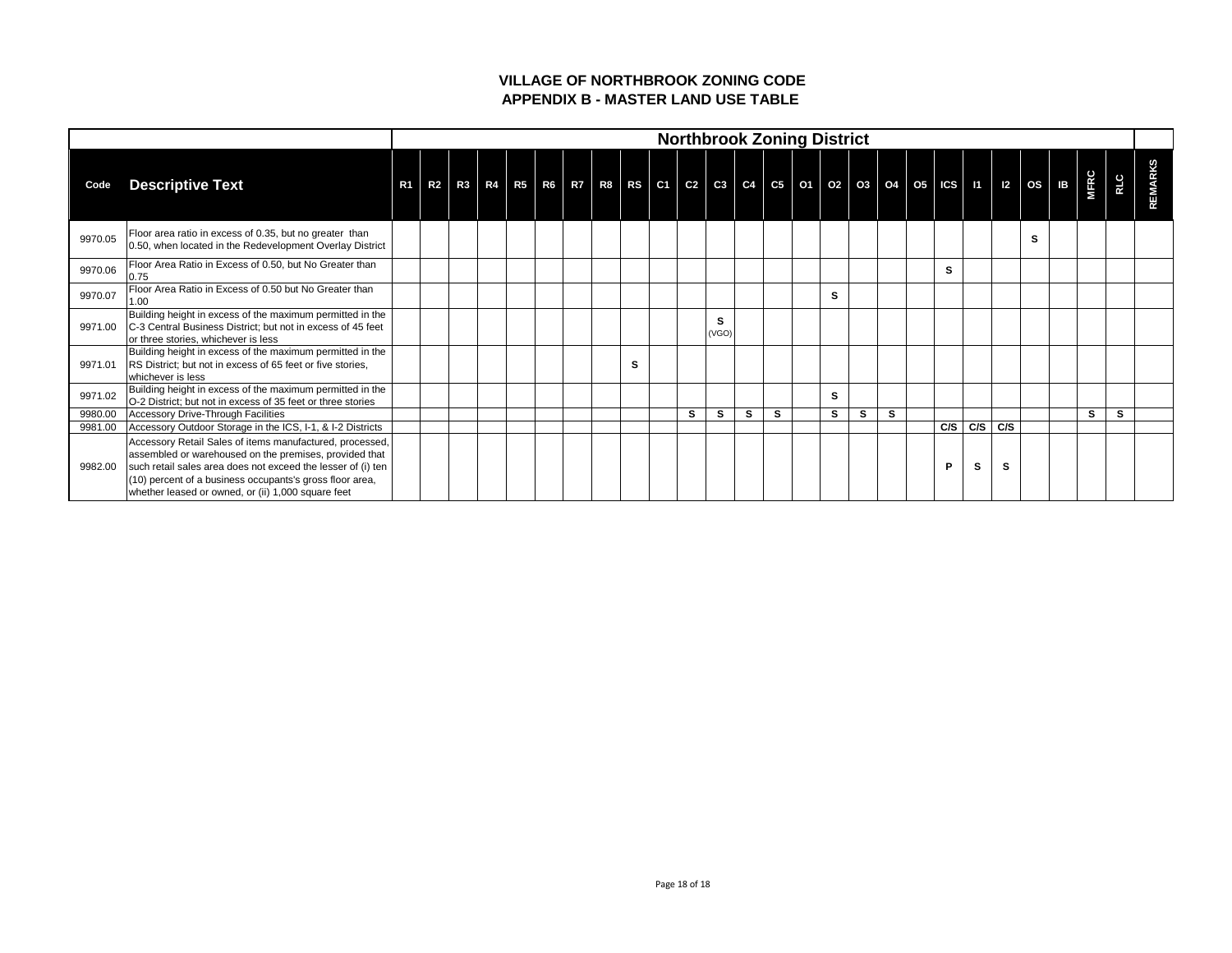# VILLAGE OF NORTHBROOK ZONING CODE
## APPENDIX B - MASTER LAND USE TABLE

| | | Northbrook Zoning District | | | | | | | | | | | | | | | | | | | | | | | | | | |
|---|---|---|---|---|---|---|---|---|---|---|---|---|---|---|---|---|---|---|---|---|---|---|---|---|---|---|---|---|
| **Code** | **Descriptive Text** | **R1** | **R2** | **R3** | **R4** | **R5** | **R6** | **R7** | **R8** | **RS** | **C1** | **C2** | **C3** | **C4** | **C5** | **O1** | **O2** | **O3** | **O4** | **O5** | **ICS** | **I1** | **I2** | **OS** | **IB** | **MFRC** | **RLC** | **REMARKS** |
| 9970.05 | Floor area ratio in excess of 0.35, but no greater than 0.50, when located in the Redevelopment Overlay District | | | | | | | | | | | | | | | | | | | | | | | S | | | | |
| 9970.06 | Floor Area Ratio in Excess of 0.50, but No Greater than 0.75 | | | | | | | | | | | | | | | | | | | | S | | | | | | | |
| 9970.07 | Floor Area Ratio in Excess of 0.50 but No Greater than 1.00 | | | | | | | | | | | | | | | | S | | | | | | | | | | | |
| 9971.00 | Building height in excess of the maximum permitted in the C-3 Central Business District; but not in excess of 45 feet or three stories, whichever is less | | | | | | | | | | | | S (VGO) | | | | | | | | | | | | | | | |
| 9971.01 | Building height in excess of the maximum permitted in the RS District; but not in excess of 65 feet or five stories, whichever is less | | | | | | | | | S | | | | | | | | | | | | | | | | | | |
| 9971.02 | Building height in excess of the maximum permitted in the O-2 District; but not in excess of 35 feet or three stories | | | | | | | | | | | | | | | | S | | | | | | | | | | | |
| 9980.00 | Accessory Drive-Through Facilities | | | | | | | | | | | S | S | S | S | | S | S | S | | | | | | | S | S | |
| 9981.00 | Accessory Outdoor Storage in the ICS, I-1, & I-2 Districts | | | | | | | | | | | | | | | | | | | | C/S | C/S | C/S | | | | | |
| 9982.00 | Accessory Retail Sales of items manufactured, processed, assembled or warehoused on the premises, provided that such retail sales area does not exceed the lesser of (i) ten (10) percent of a business occupants's gross floor area, whether leased or owned, or (ii) 1,000 square feet | | | | | | | | | | | | | | | | | | | | P | S | S | | | | | |